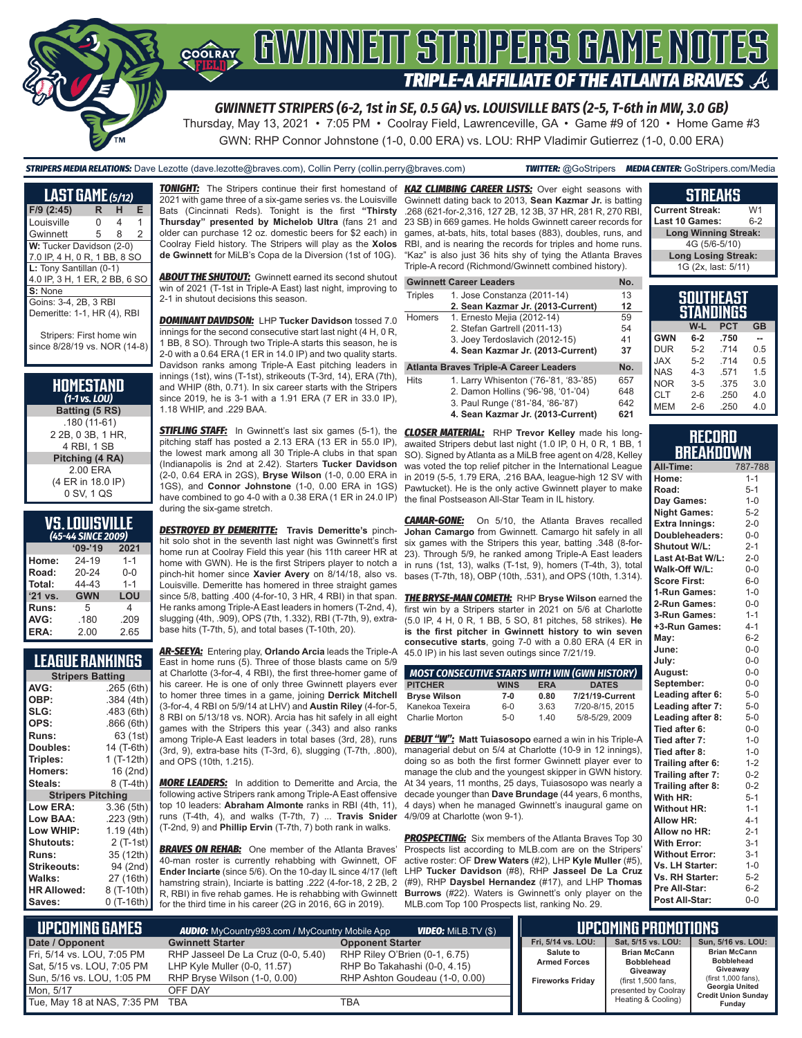# GWINNETT STRIPERS GAME NOTES

## TRIPLE-A AFFILIATE OF THE ATLANTA BRAVES

**GWINNETT STRIPERS (6-2, 1st in SE, 0.5 GA) vs. LOUISVILLE BATS (2-5, T-6th in MW, 3.0 GB)**

Thursday, May 13, 2021 • 7:05 PM • Coolray Field, Lawrenceville, GA • Game #9 of 120 • Home Game #3

GWN: RHP Connor Johnstone (1-0, 0.00 ERA) vs. LOU: RHP Vladimir Gutierrez (1-0, 0.00 ERA)

**STRIPERS MEDIA RELATIONS:** Dave Lezotte (dave.lezotte@braves.com), Collin Perry (collin.perry@braves.com) **TWITTER:** @GoStripers **MEDIA CENTER:** GoStripers.com/Media

## LAST GAME (5/12)

| F/9 (2:45) | R | H | E |
|---|---|---|---|
| Louisville | 0 | 4 | 1 |
| Gwinnett | 5 | 8 | 2 |

**W:** Tucker Davidson (2-0)
7.0 IP, 4 H, 0 R, 1 BB, 8 SO

**L:** Tony Santillan (0-1)
4.0 IP, 3 H, 1 ER, 2 BB, 6 SO

**S:** None

Goins: 3-4, 2B, 3 RBI
Demeritte: 1-1, HR (4), RBI

Stripers: First home win since 8/28/19 vs. NOR (14-8)

## HOMESTAND
(1-1 vs. LOU)

**Batting (5 RS)**
.180 (11-61)
2 2B, 0 3B, 1 HR,
4 RBI, 1 SB

**Pitching (4 RA)**
2.00 ERA
(4 ER in 18.0 IP)
0 SV, 1 QS

## VS. LOUISVILLE
(45-44 SINCE 2009)

| | '09-'19 | 2021 |
|---|---|---|
| Home: | 24-19 | 1-1 |
| Road: | 20-24 | 0-0 |
| Total: | 44-43 | 1-1 |
| '21 vs. | GWN | LOU |
| Runs: | 5 | 4 |
| AVG: | .180 | .209 |
| ERA: | 2.00 | 2.65 |

## LEAGUE RANKINGS

| Stripers Batting | |
|---|---|
| AVG: | .265 (6th) |
| OBP: | .384 (4th) |
| SLG: | .483 (6th) |
| OPS: | .866 (6th) |
| Runs: | 63 (1st) |
| Doubles: | 14 (T-6th) |
| Triples: | 1 (T-12th) |
| Homers: | 16 (2nd) |
| Steals: | 8 (T-4th) |
| **Stripers Pitching** | |
| Low ERA: | 3.36 (5th) |
| Low BAA: | .223 (9th) |
| Low WHIP: | 1.19 (4th) |
| Shutouts: | 2 (T-1st) |
| Runs: | 35 (12th) |
| Strikeouts: | 94 (2nd) |
| Walks: | 27 (16th) |
| HR Allowed: | 8 (T-10th) |
| Saves: | 0 (T-16th) |

**TONIGHT:** The Stripers continue their first homestand of 2021 with game three of a six-game series vs. the Louisville Bats (Cincinnati Reds). Tonight is the first **"Thirsty Thursday" presented by Michelob Ultra** (fans 21 and older can purchase 12 oz. domestic beers for $2 each) in Coolray Field history. The Stripers will play as the **Xolos de Gwinnett** for MiLB's Copa de la Diversion (1st of 10G).

**ABOUT THE SHUTOUT:** Gwinnett earned its second shutout win of 2021 (T-1st in Triple-A East) last night, improving to 2-1 in shutout decisions this season.

**DOMINANT DAVIDSON:** LHP **Tucker Davidson** tossed 7.0 innings for the second consecutive start last night (4 H, 0 R, 1 BB, 8 SO). Through two Triple-A starts this season, he is 2-0 with a 0.64 ERA (1 ER in 14.0 IP) and two quality starts. Davidson ranks among Triple-A East pitching leaders in innings (1st), wins (T-1st), strikeouts (T-3rd, 14), ERA (7th), and WHIP (8th, 0.71). In six career starts with the Stripers since 2019, he is 3-1 with a 1.91 ERA (7 ER in 33.0 IP), 1.18 WHIP, and .229 BAA.

**STIFLING STAFF:** In Gwinnett's last six games (5-1), the pitching staff has posted a 2.13 ERA (13 ER in 55.0 IP), the lowest mark among all 30 Triple-A clubs in that span (Indianapolis is 2nd at 2.42). Starters **Tucker Davidson** (2-0, 0.64 ERA in 2GS), **Bryse Wilson** (1-0, 0.00 ERA in 1GS), and **Connor Johnstone** (1-0, 0.00 ERA in 1GS) have combined to go 4-0 with a 0.38 ERA (1 ER in 24.0 IP) during the six-game stretch.

**DESTROYED BY DEMERITTE:** **Travis Demeritte's** pinch-hit solo shot in the seventh last night was Gwinnett's first home run at Coolray Field this year (his 11th career HR at home with GWN). He is the first Stripers player to notch a pinch-hit homer since **Xavier Avery** on 8/14/18, also vs. Louisville. Demeritte has homered in three straight games since 5/8, batting .400 (4-for-10, 3 HR, 4 RBI) in that span. He ranks among Triple-A East leaders in homers (T-2nd, 4), slugging (4th, .909), OPS (7th, 1.332), RBI (T-7th, 9), extra-base hits (T-7th, 5), and total bases (T-10th, 20).

**AR-SEEYA:** Entering play, **Orlando Arcia** leads the Triple-A East in home runs (5). Three of those blasts came on 5/9 at Charlotte (3-for-4, 4 RBI), the first three-homer game of his career. He is one of only three Gwinnett players ever to homer three times in a game, joining **Derrick Mitchell** (3-for-4, 4 RBI on 5/9/14 at LHV) and **Austin Riley** (4-for-5, 8 RBI on 5/13/18 vs. NOR). Arcia has hit safely in all eight games with the Stripers this year (.343) and also ranks among Triple-A East leaders in total bases (3rd, 28), runs (3rd, 9), extra-base hits (T-3rd, 6), slugging (T-7th, .800), and OPS (10th, 1.215).

**MORE LEADERS:** In addition to Demeritte and Arcia, the following active Stripers rank among Triple-A East offensive top 10 leaders: **Abraham Almonte** ranks in RBI (4th, 11), runs (T-4th, 4), and walks (T-7th, 7) ... **Travis Snider** (T-2nd, 9) and **Phillip Ervin** (T-7th, 7) both rank in walks.

**BRAVES ON REHAB:** One member of the Atlanta Braves' 40-man roster is currently rehabbing with Gwinnett, OF **Ender Inciarte** (since 5/6). On the 10-day IL since 4/17 (left hamstring strain), Inciarte is batting .222 (4-for-18, 2 2B, 2 R, 1 RBI) in five rehab games. He is rehabbing with Gwinnett for the third time in his career (2G in 2016, 6G in 2019).

**KAZ CLIMBING CAREER LISTS:** Over eight seasons with Gwinnett dating back to 2013, **Sean Kazmar Jr.** is batting .268 (621-for-2,316, 127 2B, 12 3B, 37 HR, 281 R, 270 RBI, 23 SB) in 669 games. He holds Gwinnett career records for games, at-bats, hits, total bases (883), doubles, runs, and RBI, and is nearing the records for triples and home runs. "Kaz" is also just 36 hits shy of tying the Atlanta Braves Triple-A record (Richmond/Gwinnett combined history).

| Gwinnett Career Leaders | | No. |
|---|---|---|
| Triples | 1. Jose Constanza (2011-14) | 13 |
| | **2. Sean Kazmar Jr. (2013-Current)** | **12** |
| Homers | 1. Ernesto Mejia (2012-14) | 59 |
| | 2. Stefan Gartrell (2011-13) | 54 |
| | 3. Joey Terdoslavich (2012-15) | 41 |
| | **4. Sean Kazmar Jr. (2013-Current)** | **37** |
| **Atlanta Braves Triple-A Career Leaders** | | **No.** |
| Hits | 1. Larry Whisenton ('76-'81, '83-'85) | 657 |
| | 2. Damon Hollins ('96-'98, '01-'04) | 648 |
| | 3. Paul Runge ('81-'84, '86-'87) | 642 |
| | **4. Sean Kazmar Jr. (2013-Current)** | **621** |

**CLOSER MATERIAL:** RHP **Trevor Kelley** made his long-awaited Stripers debut last night (1.0 IP, 0 H, 0 R, 1 BB, 1 SO). Signed by Atlanta as a MiLB free agent on 4/28, Kelley was voted the top relief pitcher in the International League in 2019 (5-5, 1.79 ERA, .216 BAA, league-high 12 SV with Pawtucket). He is the only active Gwinnett player to make the final Postseason All-Star Team in IL history.

**CAMAR-GONE:** On 5/10, the Atlanta Braves recalled **Johan Camargo** from Gwinnett. Camargo hit safely in all six games with the Stripers this year, batting .348 (8-for-23). Through 5/9, he ranked among Triple-A East leaders in runs (1st, 13), walks (T-1st, 9), homers (T-4th, 3), total bases (T-7th, 18), OBP (10th, .531), and OPS (10th, 1.314).

**THE BRYSE-MAN COMETH:** RHP **Bryse Wilson** earned the first win by a Stripers starter in 2021 on 5/6 at Charlotte (5.0 IP, 4 H, 0 R, 1 BB, 5 SO, 81 pitches, 58 strikes). **He is the first pitcher in Gwinnett history to win seven consecutive starts**, going 7-0 with a 0.80 ERA (4 ER in 45.0 IP) in his last seven outings since 7/21/19.

| MOST CONSECUTIVE STARTS WITH WIN (GWN HISTORY) | | | |
|---|---|---|---|
| **PITCHER** | **WINS** | **ERA** | **DATES** |
| **Bryse Wilson** | **7-0** | **0.80** | **7/21/19-Current** |
| Kanekoa Texeira | 6-0 | 3.63 | 7/20-8/15, 2015 |
| Charlie Morton | 5-0 | 1.40 | 5/8-5/29, 2009 |

**DEBUT "W":** **Matt Tuiasosopo** earned a win in his Triple-A managerial debut on 5/4 at Charlotte (10-9 in 12 innings), doing so as both the first former Gwinnett player ever to manage the club and the youngest skipper in GWN history. At 34 years, 11 months, 25 days, Tuiasosopo was nearly a decade younger than **Dave Brundage** (44 years, 6 months, 4 days) when he managed Gwinnett's inaugural game on 4/9/09 at Charlotte (won 9-1).

**PROSPECTING:** Six members of the Atlanta Braves Top 30 Prospects list according to MLB.com are on the Stripers' active roster: OF **Drew Waters** (#2), LHP **Kyle Muller** (#5), LHP **Tucker Davidson** (#8), RHP **Jasseel De La Cruz** (#9), RHP **Daysbel Hernandez** (#17), and LHP **Thomas Burrows** (#22). Waters is Gwinnett's only player on the MLB.com Top 100 Prospects list, ranking No. 29.

## STREAKS

| | |
|---|---|
| Current Streak: | W1 |
| Last 10 Games: | 6-2 |
| **Long Winning Streak:** | |
| 4G (5/6-5/10) | |
| **Long Losing Streak:** | |
| 1G (2x, last: 5/11) | |

## SOUTHEAST STANDINGS

| | W-L | PCT | GB |
|---|---|---|---|
| **GWN** | **6-2** | **.750** | **--** |
| DUR | 5-2 | .714 | 0.5 |
| JAX | 5-2 | .714 | 0.5 |
| NAS | 4-3 | .571 | 1.5 |
| NOR | 3-5 | .375 | 3.0 |
| CLT | 2-6 | .250 | 4.0 |
| MEM | 2-6 | .250 | 4.0 |

## RECORD BREAKDOWN

| | |
|---|---|
| All-Time: | 787-788 |
| Home: | 1-1 |
| Road: | 5-1 |
| Day Games: | 1-0 |
| Night Games: | 5-2 |
| Extra Innings: | 2-0 |
| Doubleheaders: | 0-0 |
| Shutout W/L: | 2-1 |
| Last At-Bat W/L: | 2-0 |
| Walk-Off W/L: | 0-0 |
| Score First: | 6-0 |
| 1-Run Games: | 1-0 |
| 2-Run Games: | 0-0 |
| 3-Run Games: | 1-1 |
| +3-Run Games: | 4-1 |
| May: | 6-2 |
| June: | 0-0 |
| July: | 0-0 |
| August: | 0-0 |
| September: | 0-0 |
| Leading after 6: | 5-0 |
| Leading after 7: | 5-0 |
| Leading after 8: | 5-0 |
| Tied after 6: | 0-0 |
| Tied after 7: | 1-0 |
| Tied after 8: | 1-0 |
| Trailing after 6: | 1-2 |
| Trailing after 7: | 0-2 |
| Trailing after 8: | 0-2 |
| With HR: | 5-1 |
| Without HR: | 1-1 |
| Allow HR: | 4-1 |
| Allow no HR: | 2-1 |
| With Error: | 3-1 |
| Without Error: | 3-1 |
| Vs. LH Starter: | 1-0 |
| Vs. RH Starter: | 5-2 |
| Pre All-Star: | 6-2 |
| Post All-Star: | 0-0 |

## UPCOMING GAMES

**AUDIO:** MyCountry993.com / MyCountry Mobile App **VIDEO:** MiLB.TV ($)

| Date / Opponent | Gwinnett Starter | Opponent Starter |
|---|---|---|
| Fri, 5/14 vs. LOU, 7:05 PM | RHP Jasseel De La Cruz (0-0, 5.40) | RHP Riley O'Brien (0-1, 6.75) |
| Sat, 5/15 vs. LOU, 7:05 PM | LHP Kyle Muller (0-0, 11.57) | RHP Bo Takahashi (0-0, 4.15) |
| Sun, 5/16 vs. LOU, 1:05 PM | RHP Bryse Wilson (1-0, 0.00) | RHP Ashton Goudeau (1-0, 0.00) |
| Mon, 5/17 | OFF DAY | |
| Tue, May 18 at NAS, 7:35 PM | TBA | TBA |

## UPCOMING PROMOTIONS

| Fri, 5/14 vs. LOU: | Sat, 5/15 vs. LOU: | Sun, 5/16 vs. LOU: |
|---|---|---|
| Salute to Armed Forces<br><br>Fireworks Friday | Brian McCann Bobblehead Giveaway (first 1,500 fans, presented by Coolray Heating & Cooling) | Brian McCann Bobblehead Giveaway (first 1,000 fans), Georgia United Credit Union Sunday Funday |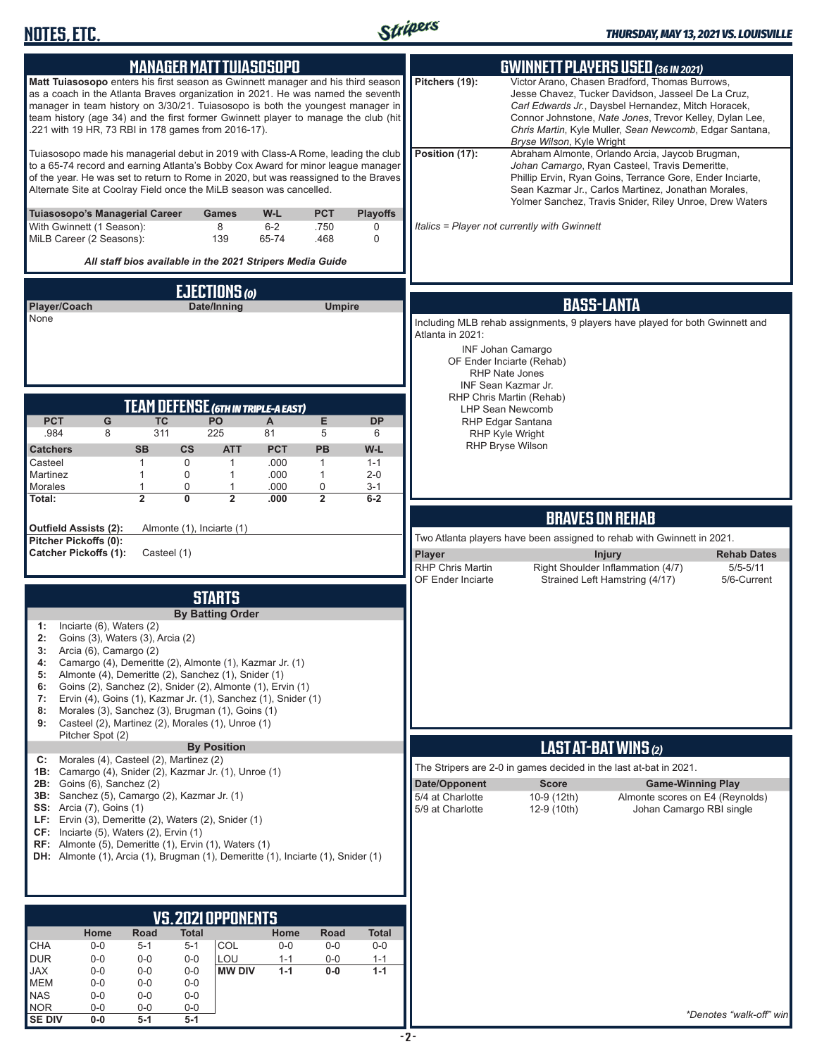# NOTES, ETC.

## MANAGER MATT TUIASOSOPO

**Matt Tuiasosopo** enters his first season as Gwinnett manager and his third season as a coach in the Atlanta Braves organization in 2021. He was named the seventh manager in team history on 3/30/21. Tuiasosopo is both the youngest manager in team history (age 34) and the first former Gwinnett player to manage the club (hit .221 with 19 HR, 73 RBI in 178 games from 2016-17).

Tuiasosopo made his managerial debut in 2019 with Class-A Rome, leading the club to a 65-74 record and earning Atlanta's Bobby Cox Award for minor league manager of the year. He was set to return to Rome in 2020, but was reassigned to the Braves Alternate Site at Coolray Field once the MiLB season was cancelled.

| Tuiasosopo's Managerial Career | Games | W-L | PCT | Playoffs |
|---|---|---|---|---|
| With Gwinnett (1 Season): | 8 | 6-2 | .750 | 0 |
| MiLB Career (2 Seasons): | 139 | 65-74 | .468 | 0 |

***All staff bios available in the 2021 Stripers Media Guide***

## EJECTIONS *(0)*

| Player/Coach | Date/Inning | Umpire |
|---|---|---|
| None | | |

## TEAM DEFENSE *(6TH IN TRIPLE-A EAST)*

| PCT | G | TC | PO | A | E | DP |
|---|---|---|---|---|---|---|
| .984 | 8 | 311 | 225 | 81 | 5 | 6 |

| Catchers | SB | CS | ATT | PCT | PB | W-L |
|---|---|---|---|---|---|---|
| Casteel | 1 | 0 | 1 | .000 | 1 | 1-1 |
| Martinez | 1 | 0 | 1 | .000 | 1 | 2-0 |
| Morales | 1 | 0 | 1 | .000 | 0 | 3-1 |
| **Total:** | **2** | **0** | **2** | **.000** | **2** | **6-2** |

**Outfield Assists (2):** Almonte (1), Inciarte (1)
**Pitcher Pickoffs (0):**
**Catcher Pickoffs (1):** Casteel (1)

## STARTS

### By Batting Order

- **1:** Inciarte (6), Waters (2)
- **2:** Goins (3), Waters (3), Arcia (2)
- **3:** Arcia (6), Camargo (2)
- **4:** Camargo (4), Demeritte (2), Almonte (1), Kazmar Jr. (1)
- **5:** Almonte (4), Demeritte (2), Sanchez (1), Snider (1)
- **6:** Goins (2), Sanchez (2), Snider (2), Almonte (1), Ervin (1)
- **7:** Ervin (4), Goins (1), Kazmar Jr. (1), Sanchez (1), Snider (1)
- **8:** Morales (3), Sanchez (3), Brugman (1), Goins (1)
- **9:** Casteel (2), Martinez (2), Morales (1), Unroe (1)
  Pitcher Spot (2)

### By Position

- **C:** Morales (4), Casteel (2), Martinez (2)
- **1B:** Camargo (4), Snider (2), Kazmar Jr. (1), Unroe (1)
- **2B:** Goins (6), Sanchez (2)
- **3B:** Sanchez (5), Camargo (2), Kazmar Jr. (1)
- **SS:** Arcia (7), Goins (1)
- **LF:** Ervin (3), Demeritte (2), Waters (2), Snider (1)
- **CF:** Inciarte (5), Waters (2), Ervin (1)
- **RF:** Almonte (5), Demeritte (1), Ervin (1), Waters (1)
- **DH:** Almonte (1), Arcia (1), Brugman (1), Demeritte (1), Inciarte (1), Snider (1)

## VS. 2021 OPPONENTS

| | Home | Road | Total | | Home | Road | Total |
|---|---|---|---|---|---|---|---|
| CHA | 0-0 | 5-1 | 5-1 | COL | 0-0 | 0-0 | 0-0 |
| DUR | 0-0 | 0-0 | 0-0 | LOU | 1-1 | 0-0 | 1-1 |
| JAX | 0-0 | 0-0 | 0-0 | **MW DIV** | **1-1** | **0-0** | **1-1** |
| MEM | 0-0 | 0-0 | 0-0 | | | | |
| NAS | 0-0 | 0-0 | 0-0 | | | | |
| NOR | 0-0 | 0-0 | 0-0 | | | | |
| **SE DIV** | **0-0** | **5-1** | **5-1** | | | | |

## GWINNETT PLAYERS USED *(36 IN 2021)*

**Pitchers (19):** Victor Arano, Chasen Bradford, Thomas Burrows, Jesse Chavez, Tucker Davidson, Jasseel De La Cruz, *Carl Edwards Jr.*, Daysbel Hernandez, Mitch Horacek, Connor Johnstone, *Nate Jones*, Trevor Kelley, Dylan Lee, *Chris Martin*, Kyle Muller, *Sean Newcomb*, Edgar Santana, *Bryse Wilson*, Kyle Wright

**Position (17):** Abraham Almonte, Orlando Arcia, Jaycob Brugman, *Johan Camargo*, Ryan Casteel, Travis Demeritte, Phillip Ervin, Ryan Goins, Terrance Gore, Ender Inciarte, Sean Kazmar Jr., Carlos Martinez, Jonathan Morales, Yolmer Sanchez, Travis Snider, Riley Unroe, Drew Waters

*Italics = Player not currently with Gwinnett*

## BASS-LANTA

Including MLB rehab assignments, 9 players have played for both Gwinnett and Atlanta in 2021:

- INF Johan Camargo
- OF Ender Inciarte (Rehab)
- RHP Nate Jones
- INF Sean Kazmar Jr.
- RHP Chris Martin (Rehab)
- LHP Sean Newcomb
- RHP Edgar Santana
- RHP Kyle Wright
- RHP Bryse Wilson

## BRAVES ON REHAB

Two Atlanta players have been assigned to rehab with Gwinnett in 2021.

| Player | Injury | Rehab Dates |
|---|---|---|
| RHP Chris Martin | Right Shoulder Inflammation (4/7) | 5/5-5/11 |
| OF Ender Inciarte | Strained Left Hamstring (4/17) | 5/6-Current |

## LAST AT-BAT WINS *(2)*

The Stripers are 2-0 in games decided in the last at-bat in 2021.

| Date/Opponent | Score | Game-Winning Play |
|---|---|---|
| 5/4 at Charlotte | 10-9 (12th) | Almonte scores on E4 (Reynolds) |
| 5/9 at Charlotte | 12-9 (10th) | Johan Camargo RBI single |

*\*Denotes "walk-off" win*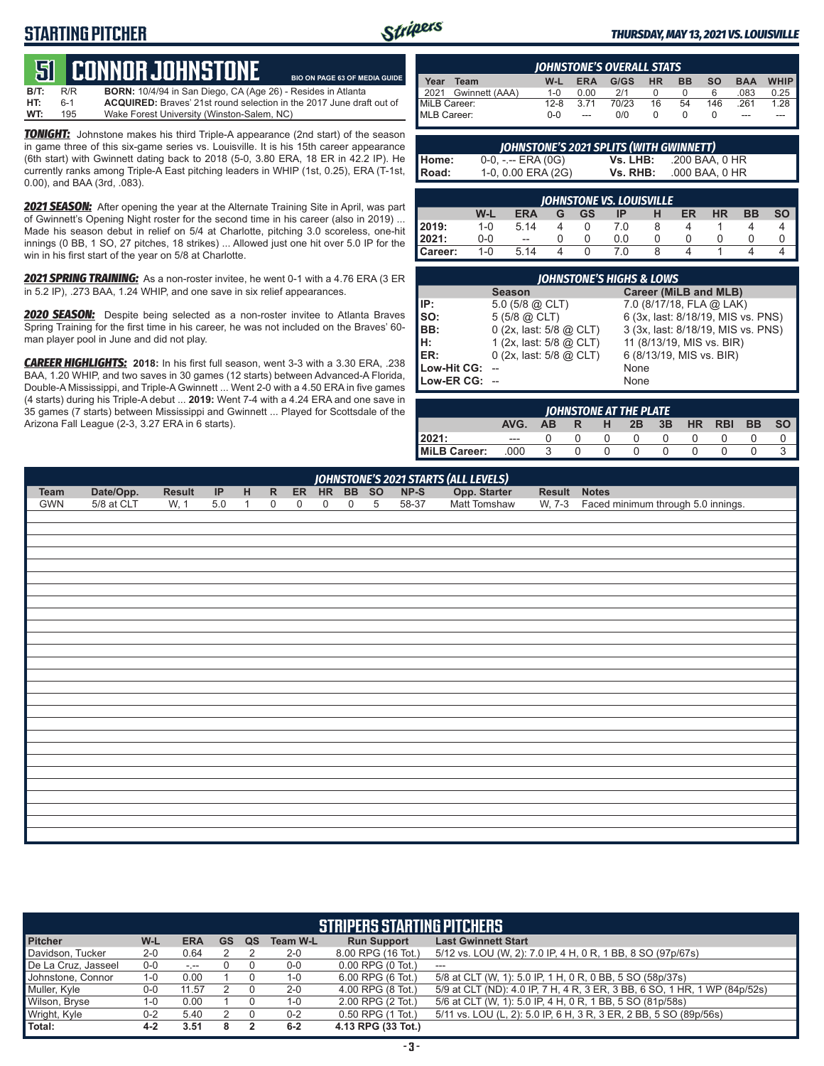# STARTING PITCHER

*THURSDAY, MAY 13, 2021 VS. LOUISVILLE*

## 51 CONNOR JOHNSTONE

BIO ON PAGE 63 OF MEDIA GUIDE

**B/T:** R/R **BORN:** 10/4/94 in San Diego, CA (Age 26) - Resides in Atlanta
**HT:** 6-1 **ACQUIRED:** Braves' 21st round selection in the 2017 June draft out of
**WT:** 195 Wake Forest University (Winston-Salem, NC)

***TONIGHT:*** Johnstone makes his third Triple-A appearance (2nd start) of the season in game three of this six-game series vs. Louisville. It is his 15th career appearance (6th start) with Gwinnett dating back to 2018 (5-0, 3.80 ERA, 18 ER in 42.2 IP). He currently ranks among Triple-A East pitching leaders in WHIP (1st, 0.25), ERA (T-1st, 0.00), and BAA (3rd, .083).

***2021 SEASON:*** After opening the year at the Alternate Training Site in April, was part of Gwinnett's Opening Night roster for the second time in his career (also in 2019) ... Made his season debut in relief on 5/4 at Charlotte, pitching 3.0 scoreless, one-hit innings (0 BB, 1 SO, 27 pitches, 18 strikes) ... Allowed just one hit over 5.0 IP for the win in his first start of the year on 5/8 at Charlotte.

***2021 SPRING TRAINING:*** As a non-roster invitee, he went 0-1 with a 4.76 ERA (3 ER in 5.2 IP), .273 BAA, 1.24 WHIP, and one save in six relief appearances.

***2020 SEASON:*** Despite being selected as a non-roster invitee to Atlanta Braves Spring Training for the first time in his career, he was not included on the Braves' 60-man player pool in June and did not play.

***CAREER HIGHLIGHTS:*** **2018:** In his first full season, went 3-3 with a 3.30 ERA, .238 BAA, 1.20 WHIP, and two saves in 30 games (12 starts) between Advanced-A Florida, Double-A Mississippi, and Triple-A Gwinnett ... Went 2-0 with a 4.50 ERA in five games (4 starts) during his Triple-A debut ... **2019:** Went 7-4 with a 4.24 ERA and one save in 35 games (7 starts) between Mississippi and Gwinnett ... Played for Scottsdale of the Arizona Fall League (2-3, 3.27 ERA in 6 starts).

### JOHNSTONE'S OVERALL STATS

| Year | Team | W-L | ERA | G/GS | HR | BB | SO | BAA | WHIP |
|---|---|---|---|---|---|---|---|---|---|
| 2021 | Gwinnett (AAA) | 1-0 | 0.00 | 2/1 | 0 | 0 | 6 | .083 | 0.25 |
| MiLB Career: | | 12-8 | 3.71 | 70/23 | 16 | 54 | 146 | .261 | 1.28 |
| MLB Career: | | 0-0 | --- | 0/0 | 0 | 0 | 0 | --- | --- |

### JOHNSTONE'S 2021 SPLITS (WITH GWINNETT)

| | | | |
|---|---|---|---|
| Home: | 0-0, -.-- ERA (0G) | Vs. LHB: | .200 BAA, 0 HR |
| Road: | 1-0, 0.00 ERA (2G) | Vs. RHB: | .000 BAA, 0 HR |

### JOHNSTONE VS. LOUISVILLE

| | W-L | ERA | G | GS | IP | H | ER | HR | BB | SO |
|---|---|---|---|---|---|---|---|---|---|---|
| 2019: | 1-0 | 5.14 | 4 | 0 | 7.0 | 8 | 4 | 1 | 4 | 4 |
| 2021: | 0-0 | -- | 0 | 0 | 0.0 | 0 | 0 | 0 | 0 | 0 |
| Career: | 1-0 | 5.14 | 4 | 0 | 7.0 | 8 | 4 | 1 | 4 | 4 |

### JOHNSTONE'S HIGHS & LOWS

| | Season | Career (MiLB and MLB) |
|---|---|---|
| IP: | 5.0 (5/8 @ CLT) | 7.0 (8/17/18, FLA @ LAK) |
| SO: | 5 (5/8 @ CLT) | 6 (3x, last: 8/18/19, MIS vs. PNS) |
| BB: | 0 (2x, last: 5/8 @ CLT) | 3 (3x, last: 8/18/19, MIS vs. PNS) |
| H: | 1 (2x, last: 5/8 @ CLT) | 11 (8/13/19, MIS vs. BIR) |
| ER: | 0 (2x, last: 5/8 @ CLT) | 6 (8/13/19, MIS vs. BIR) |
| Low-Hit CG: | -- | None |
| Low-ER CG: | -- | None |

### JOHNSTONE AT THE PLATE

| | AVG. | AB | R | H | 2B | 3B | HR | RBI | BB | SO |
|---|---|---|---|---|---|---|---|---|---|---|
| 2021: | --- | 0 | 0 | 0 | 0 | 0 | 0 | 0 | 0 | 0 |
| MiLB Career: | .000 | 3 | 0 | 0 | 0 | 0 | 0 | 0 | 0 | 3 |

### JOHNSTONE'S 2021 STARTS (ALL LEVELS)

| Team | Date/Opp. | Result | IP | H | R | ER | HR | BB | SO | NP-S | Opp. Starter | Result | Notes |
|---|---|---|---|---|---|---|---|---|---|---|---|---|---|
| GWN | 5/8 at CLT | W, 1 | 5.0 | 1 | 0 | 0 | 0 | 0 | 5 | 58-37 | Matt Tomshaw | W, 7-3 | Faced minimum through 5.0 innings. |

### STRIPERS STARTING PITCHERS

| Pitcher | W-L | ERA | GS | QS | Team W-L | Run Support | Last Gwinnett Start |
|---|---|---|---|---|---|---|---|
| Davidson, Tucker | 2-0 | 0.64 | 2 | 2 | 2-0 | 8.00 RPG (16 Tot.) | 5/12 vs. LOU (W, 2): 7.0 IP, 4 H, 0 R, 1 BB, 8 SO (97p/67s) |
| De La Cruz, Jasseel | 0-0 | -.-- | 0 | 0 | 0-0 | 0.00 RPG (0 Tot.) | --- |
| Johnstone, Connor | 1-0 | 0.00 | 1 | 0 | 1-0 | 6.00 RPG (6 Tot.) | 5/8 at CLT (W, 1): 5.0 IP, 1 H, 0 R, 0 BB, 5 SO (58p/37s) |
| Muller, Kyle | 0-0 | 11.57 | 2 | 0 | 2-0 | 4.00 RPG (8 Tot.) | 5/9 at CLT (ND): 4.0 IP, 7 H, 4 R, 3 ER, 3 BB, 6 SO, 1 HR, 1 WP (84p/52s) |
| Wilson, Bryse | 1-0 | 0.00 | 1 | 0 | 1-0 | 2.00 RPG (2 Tot.) | 5/6 at CLT (W, 1): 5.0 IP, 4 H, 0 R, 1 BB, 5 SO (81p/58s) |
| Wright, Kyle | 0-2 | 5.40 | 2 | 0 | 0-2 | 0.50 RPG (1 Tot.) | 5/11 vs. LOU (L, 2): 5.0 IP, 6 H, 3 R, 3 ER, 2 BB, 5 SO (89p/56s) |
| Total: | 4-2 | 3.51 | 8 | 2 | 6-2 | 4.13 RPG (33 Tot.) | |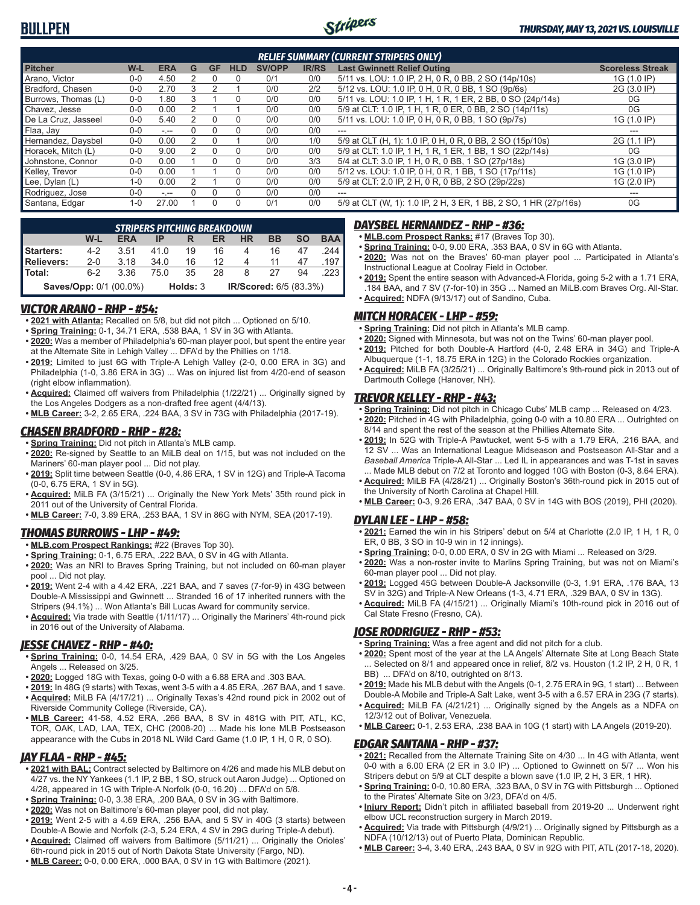## BULLPEN

*THURSDAY, MAY 13, 2021 VS. LOUISVILLE*

| *RELIEF SUMMARY (CURRENT STRIPERS ONLY)* | | | | | | | | | |
|---|---|---|---|---|---|---|---|---|---|
| **Pitcher** | **W-L** | **ERA** | **G** | **GF** | **HLD** | **SV/OPP** | **IR/RS** | **Last Gwinnett Relief Outing** | **Scoreless Streak** |
| Arano, Victor | 0-0 | 4.50 | 2 | 0 | 0 | 0/1 | 0/0 | 5/11 vs. LOU: 1.0 IP, 2 H, 0 R, 0 BB, 2 SO (14p/10s) | 1G (1.0 IP) |
| Bradford, Chasen | 0-0 | 2.70 | 3 | 2 | 1 | 0/0 | 2/2 | 5/12 vs. LOU: 1.0 IP, 0 H, 0 R, 0 BB, 1 SO (9p/6s) | 2G (3.0 IP) |
| Burrows, Thomas (L) | 0-0 | 1.80 | 3 | 1 | 0 | 0/0 | 0/0 | 5/11 vs. LOU: 1.0 IP, 1 H, 1 R, 1 ER, 2 BB, 0 SO (24p/14s) | 0G |
| Chavez, Jesse | 0-0 | 0.00 | 2 | 1 | 1 | 0/0 | 0/0 | 5/9 at CLT: 1.0 IP, 1 H, 1 R, 0 ER, 0 BB, 2 SO (14p/11s) | 0G |
| De La Cruz, Jasseel | 0-0 | 5.40 | 2 | 0 | 0 | 0/0 | 0/0 | 5/11 vs. LOU: 1.0 IP, 0 H, 0 R, 0 BB, 1 SO (9p/7s) | 1G (1.0 IP) |
| Flaa, Jay | 0-0 | -.-- | 0 | 0 | 0 | 0/0 | 0/0 | --- | --- |
| Hernandez, Daysbel | 0-0 | 0.00 | 2 | 0 | 1 | 0/0 | 1/0 | 5/9 at CLT (H, 1): 1.0 IP, 0 H, 0 R, 0 BB, 2 SO (15p/10s) | 2G (1.1 IP) |
| Horacek, Mitch (L) | 0-0 | 9.00 | 2 | 0 | 0 | 0/0 | 0/0 | 5/9 at CLT: 1.0 IP, 1 H, 1 R, 1 ER, 1 BB, 1 SO (22p/14s) | 0G |
| Johnstone, Connor | 0-0 | 0.00 | 1 | 0 | 0 | 0/0 | 3/3 | 5/4 at CLT: 3.0 IP, 1 H, 0 R, 0 BB, 1 SO (27p/18s) | 1G (3.0 IP) |
| Kelley, Trevor | 0-0 | 0.00 | 1 | 1 | 0 | 0/0 | 0/0 | 5/12 vs. LOU: 1.0 IP, 0 H, 0 R, 1 BB, 1 SO (17p/11s) | 1G (1.0 IP) |
| Lee, Dylan (L) | 1-0 | 0.00 | 2 | 1 | 0 | 0/0 | 0/0 | 5/9 at CLT: 2.0 IP, 2 H, 0 R, 0 BB, 2 SO (29p/22s) | 1G (2.0 IP) |
| Rodriguez, Jose | 0-0 | -.-- | 0 | 0 | 0 | 0/0 | 0/0 | --- | --- |
| Santana, Edgar | 1-0 | 27.00 | 1 | 0 | 0 | 0/1 | 0/0 | 5/9 at CLT (W, 1): 1.0 IP, 2 H, 3 ER, 1 BB, 2 SO, 1 HR (27p/16s) | 0G |

| *STRIPERS PITCHING BREAKDOWN* | | | | | | | | | |
|---|---|---|---|---|---|---|---|---|---|
| | **W-L** | **ERA** | **IP** | **R** | **ER** | **HR** | **BB** | **SO** | **BAA** |
| **Starters:** | 4-2 | 3.51 | 41.0 | 19 | 16 | 4 | 16 | 47 | .244 |
| **Relievers:** | 2-0 | 3.18 | 34.0 | 16 | 12 | 4 | 11 | 47 | .197 |
| **Total:** | 6-2 | 3.36 | 75.0 | 35 | 28 | 8 | 27 | 94 | .223 |
| **Saves/Opp:** 0/1 (00.0%) | | | | **Holds:** 3 | | | **IR/Scored:** 6/5 (83.3%) | | |

### *VICTOR ARANO - RHP - #54:*
- **2021 with Atlanta:** Recalled on 5/8, but did not pitch ... Optioned on 5/10.
- **Spring Training:** 0-1, 34.71 ERA, .538 BAA, 1 SV in 3G with Atlanta.
- **2020:** Was a member of Philadelphia's 60-man player pool, but spent the entire year at the Alternate Site in Lehigh Valley ... DFA'd by the Phillies on 1/18.
- **2019:** Limited to just 6G with Triple-A Lehigh Valley (2-0, 0.00 ERA in 3G) and Philadelphia (1-0, 3.86 ERA in 3G) ... Was on injured list from 4/20-end of season (right elbow inflammation).
- **Acquired:** Claimed off waivers from Philadelphia (1/22/21) ... Originally signed by the Los Angeles Dodgers as a non-drafted free agent (4/4/13).
- **MLB Career:** 3-2, 2.65 ERA, .224 BAA, 3 SV in 73G with Philadelphia (2017-19).

### *CHASEN BRADFORD - RHP - #28:*
- **Spring Training:** Did not pitch in Atlanta's MLB camp.
- **2020:** Re-signed by Seattle to an MiLB deal on 1/15, but was not included on the Mariners' 60-man player pool ... Did not play.
- **2019:** Split time between Seattle (0-0, 4.86 ERA, 1 SV in 12G) and Triple-A Tacoma (0-0, 6.75 ERA, 1 SV in 5G).
- **Acquired:** MiLB FA (3/15/21) ... Originally the New York Mets' 35th round pick in 2011 out of the University of Central Florida.
- **MLB Career:** 7-0, 3.89 ERA, .253 BAA, 1 SV in 86G with NYM, SEA (2017-19).

### *THOMAS BURROWS - LHP - #49:*
- **MLB.com Prospect Rankings:** #22 (Braves Top 30).
- **Spring Training:** 0-1, 6.75 ERA, .222 BAA, 0 SV in 4G with Atlanta.
- **2020:** Was an NRI to Braves Spring Training, but not included on 60-man player pool ... Did not play.
- **2019:** Went 2-4 with a 4.42 ERA, .221 BAA, and 7 saves (7-for-9) in 43G between Double-A Mississippi and Gwinnett ... Stranded 16 of 17 inherited runners with the Stripers (94.1%) ... Won Atlanta's Bill Lucas Award for community service.
- **Acquired:** Via trade with Seattle (1/11/17) ... Originally the Mariners' 4th-round pick in 2016 out of the University of Alabama.

### *JESSE CHAVEZ - RHP - #40:*
- **Spring Training:** 0-0, 14.54 ERA, .429 BAA, 0 SV in 5G with the Los Angeles Angels ... Released on 3/25.
- **2020:** Logged 18G with Texas, going 0-0 with a 6.88 ERA and .303 BAA.
- **2019:** In 48G (9 starts) with Texas, went 3-5 with a 4.85 ERA, .267 BAA, and 1 save.
- **Acquired:** MiLB FA (4/17/21) ... Originally Texas's 42nd round pick in 2002 out of Riverside Community College (Riverside, CA).
- **MLB Career:** 41-58, 4.52 ERA, .266 BAA, 8 SV in 481G with PIT, ATL, KC, TOR, OAK, LAD, LAA, TEX, CHC (2008-20) ... Made his lone MLB Postseason appearance with the Cubs in 2018 NL Wild Card Game (1.0 IP, 1 H, 0 R, 0 SO).

### *JAY FLAA - RHP - #45:*
- **2021 with BAL:** Contract selected by Baltimore on 4/26 and made his MLB debut on 4/27 vs. the NY Yankees (1.1 IP, 2 BB, 1 SO, struck out Aaron Judge) ... Optioned on 4/28, appeared in 1G with Triple-A Norfolk (0-0, 16.20) ... DFA'd on 5/8.
- **Spring Training:** 0-0, 3.38 ERA, .200 BAA, 0 SV in 3G with Baltimore.
- **2020:** Was not on Baltimore's 60-man player pool, did not play.
- **2019:** Went 2-5 with a 4.69 ERA, .256 BAA, and 5 SV in 40G (3 starts) between Double-A Bowie and Norfolk (2-3, 5.24 ERA, 4 SV in 29G during Triple-A debut).
- **Acquired:** Claimed off waivers from Baltimore (5/11/21) ... Originally the Orioles' 6th-round pick in 2015 out of North Dakota State University (Fargo, ND).
- **MLB Career:** 0-0, 0.00 ERA, .000 BAA, 0 SV in 1G with Baltimore (2021).

### *DAYSBEL HERNANDEZ - RHP - #36:*
- **MLB.com Prospect Ranks:** #17 (Braves Top 30).
- **Spring Training:** 0-0, 9.00 ERA, .353 BAA, 0 SV in 6G with Atlanta.
- **2020:** Was not on the Braves' 60-man player pool ... Participated in Atlanta's Instructional League at Coolray Field in October.
- **2019:** Spent the entire season with Advanced-A Florida, going 5-2 with a 1.71 ERA, .184 BAA, and 7 SV (7-for-10) in 35G ... Named an MiLB.com Braves Org. All-Star.
- **Acquired:** NDFA (9/13/17) out of Sandino, Cuba.

### *MITCH HORACEK - LHP - #59:*
- **Spring Training:** Did not pitch in Atlanta's MLB camp.
- **2020:** Signed with Minnesota, but was not on the Twins' 60-man player pool.
- **2019:** Pitched for both Double-A Hartford (4-0, 2.48 ERA in 34G) and Triple-A Albuquerque (1-1, 18.75 ERA in 12G) in the Colorado Rockies organization.
- **Acquired:** MiLB FA (3/25/21) ... Originally Baltimore's 9th-round pick in 2013 out of Dartmouth College (Hanover, NH).

### *TREVOR KELLEY - RHP - #43:*
- **Spring Training:** Did not pitch in Chicago Cubs' MLB camp ... Released on 4/23.
- **2020:** Pitched in 4G with Philadelphia, going 0-0 with a 10.80 ERA ... Outrighted on 8/14 and spent the rest of the season at the Phillies Alternate Site.
- **2019:** In 52G with Triple-A Pawtucket, went 5-5 with a 1.79 ERA, .216 BAA, and 12 SV ... Was an International League Midseason and Postseason All-Star and a *Baseball America* Triple-A All-Star ... Led IL in appearances and was T-1st in saves ... Made MLB debut on 7/2 at Toronto and logged 10G with Boston (0-3, 8.64 ERA).
- **Acquired:** MiLB FA (4/28/21) ... Originally Boston's 36th-round pick in 2015 out of the University of North Carolina at Chapel Hill.
- **MLB Career:** 0-3, 9.26 ERA, .347 BAA, 0 SV in 14G with BOS (2019), PHI (2020).

### *DYLAN LEE - LHP - #58:*
- **2021:** Earned the win in his Stripers' debut on 5/4 at Charlotte (2.0 IP, 1 H, 1 R, 0 ER, 0 BB, 3 SO in 10-9 win in 12 innings).
- **Spring Training:** 0-0, 0.00 ERA, 0 SV in 2G with Miami ... Released on 3/29.
- **2020:** Was a non-roster invite to Marlins Spring Training, but was not on Miami's 60-man player pool ... Did not play.
- **2019:** Logged 45G between Double-A Jacksonville (0-3, 1.91 ERA, .176 BAA, 13 SV in 32G) and Triple-A New Orleans (1-3, 4.71 ERA, .329 BAA, 0 SV in 13G).
- **Acquired:** MiLB FA (4/15/21) ... Originally Miami's 10th-round pick in 2016 out of Cal State Fresno (Fresno, CA).

### *JOSE RODRIGUEZ - RHP - #53:*
- **Spring Training:** Was a free agent and did not pitch for a club.
- **2020:** Spent most of the year at the LA Angels' Alternate Site at Long Beach State ... Selected on 8/1 and appeared once in relief, 8/2 vs. Houston (1.2 IP, 2 H, 0 R, 1 BB) ... DFA'd on 8/10, outrighted on 8/13.
- **2019:** Made his MLB debut with the Angels (0-1, 2.75 ERA in 9G, 1 start) ... Between Double-A Mobile and Triple-A Salt Lake, went 3-5 with a 6.57 ERA in 23G (7 starts).
- **Acquired:** MiLB FA (4/21/21) ... Originally signed by the Angels as a NDFA on 12/3/12 out of Bolivar, Venezuela.
- **MLB Career:** 0-1, 2.53 ERA, .238 BAA in 10G (1 start) with LA Angels (2019-20).

### *EDGAR SANTANA - RHP - #37:*
- **2021:** Recalled from the Alternate Training Site on 4/30 ... In 4G with Atlanta, went 0-0 with a 6.00 ERA (2 ER in 3.0 IP) ... Optioned to Gwinnett on 5/7 ... Won his Stripers debut on 5/9 at CLT despite a blown save (1.0 IP, 2 H, 3 ER, 1 HR).
- **Spring Training:** 0-0, 10.80 ERA, .323 BAA, 0 SV in 7G with Pittsburgh ... Optioned to the Pirates' Alternate Site on 3/23, DFA'd on 4/5.
- **Injury Report:** Didn't pitch in affiliated baseball from 2019-20 ... Underwent right elbow UCL reconstruction surgery in March 2019.
- **Acquired:** Via trade with Pittsburgh (4/9/21) ... Originally signed by Pittsburgh as a NDFA (10/12/13) out of Puerto Plata, Dominican Republic.
- **MLB Career:** 3-4, 3.40 ERA, .243 BAA, 0 SV in 92G with PIT, ATL (2017-18, 2020).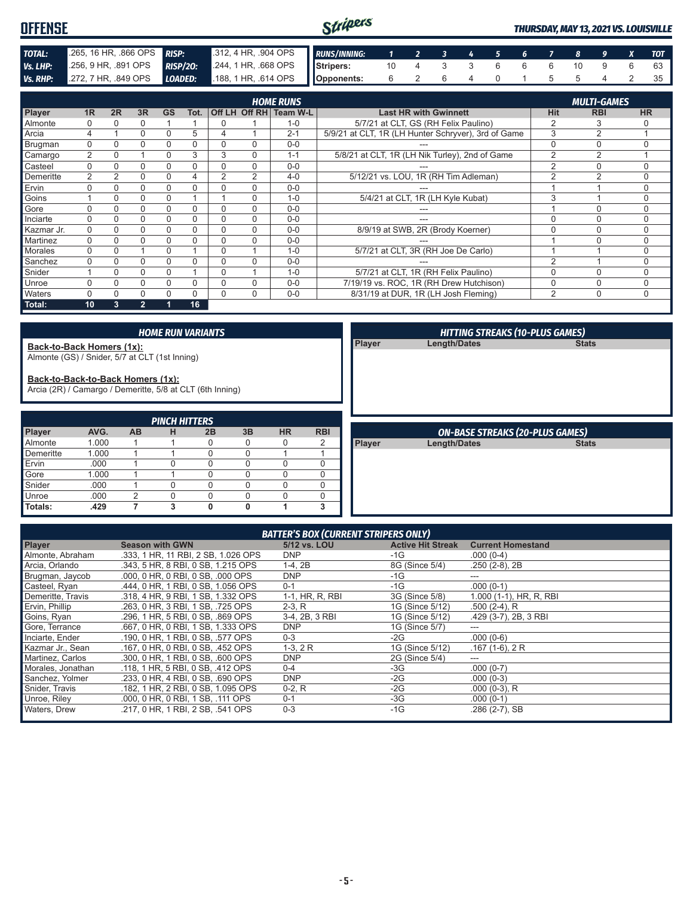# OFFENSE

***THURSDAY, MAY 13, 2021 VS. LOUISVILLE***

| | | | |
|---|---|---|---|
| **TOTAL:** | .265, 16 HR, .866 OPS | **RISP:** | .312, 4 HR, .904 OPS |
| **Vs. LHP:** | .256, 9 HR, .891 OPS | **RISP/2O:** | .244, 1 HR, .668 OPS |
| **Vs. RHP:** | .272, 7 HR, .849 OPS | **LOADED:** | .188, 1 HR, .614 OPS |

| RUNS/INNING: | 1 | 2 | 3 | 4 | 5 | 6 | 7 | 8 | 9 | X | TOT |
|---|---|---|---|---|---|---|---|---|---|---|---|
| Stripers: | 10 | 4 | 3 | 3 | 6 | 6 | 6 | 10 | 9 | 6 | 63 |
| Opponents: | 6 | 2 | 6 | 4 | 0 | 1 | 5 | 5 | 4 | 2 | 35 |

## HOME RUNS / MULTI-GAMES

| Player | 1R | 2R | 3R | GS | Tot. | Off LH | Off RH | Team W-L | Last HR with Gwinnett | Hit | RBI | HR |
|---|---|---|---|---|---|---|---|---|---|---|---|---|
| Almonte | 0 | 0 | 0 | 1 | 1 | 0 | 1 | 1-0 | 5/7/21 at CLT, GS (RH Felix Paulino) | 2 | 3 | 0 |
| Arcia | 4 | 1 | 0 | 0 | 5 | 4 | 1 | 2-1 | 5/9/21 at CLT, 1R (LH Hunter Schryver), 3rd of Game | 3 | 2 | 1 |
| Brugman | 0 | 0 | 0 | 0 | 0 | 0 | 0 | 0-0 | --- | 0 | 0 | 0 |
| Camargo | 2 | 0 | 1 | 0 | 3 | 3 | 0 | 1-1 | 5/8/21 at CLT, 1R (LH Nik Turley), 2nd of Game | 2 | 2 | 1 |
| Casteel | 0 | 0 | 0 | 0 | 0 | 0 | 0 | 0-0 | --- | 2 | 0 | 0 |
| Demeritte | 2 | 2 | 0 | 0 | 4 | 2 | 2 | 4-0 | 5/12/21 vs. LOU, 1R (RH Tim Adleman) | 2 | 2 | 0 |
| Ervin | 0 | 0 | 0 | 0 | 0 | 0 | 0 | 0-0 | --- | 1 | 1 | 0 |
| Goins | 1 | 0 | 0 | 0 | 1 | 1 | 0 | 1-0 | 5/4/21 at CLT, 1R (LH Kyle Kubat) | 3 | 1 | 0 |
| Gore | 0 | 0 | 0 | 0 | 0 | 0 | 0 | 0-0 | --- | 1 | 0 | 0 |
| Inciarte | 0 | 0 | 0 | 0 | 0 | 0 | 0 | 0-0 | --- | 0 | 0 | 0 |
| Kazmar Jr. | 0 | 0 | 0 | 0 | 0 | 0 | 0 | 0-0 | 8/9/19 at SWB, 2R (Brody Koerner) | 0 | 0 | 0 |
| Martinez | 0 | 0 | 0 | 0 | 0 | 0 | 0 | 0-0 | --- | 1 | 0 | 0 |
| Morales | 0 | 0 | 1 | 0 | 1 | 0 | 1 | 1-0 | 5/7/21 at CLT, 3R (RH Joe De Carlo) | 1 | 1 | 0 |
| Sanchez | 0 | 0 | 0 | 0 | 0 | 0 | 0 | 0-0 | --- | 2 | 1 | 0 |
| Snider | 1 | 0 | 0 | 0 | 1 | 0 | 1 | 1-0 | 5/7/21 at CLT, 1R (RH Felix Paulino) | 0 | 0 | 0 |
| Unroe | 0 | 0 | 0 | 0 | 0 | 0 | 0 | 0-0 | 7/19/19 vs. ROC, 1R (RH Drew Hutchison) | 0 | 0 | 0 |
| Waters | 0 | 0 | 0 | 0 | 0 | 0 | 0 | 0-0 | 8/31/19 at DUR, 1R (LH Josh Fleming) | 2 | 0 | 0 |
| **Total:** | **10** | **3** | **2** | **1** | **16** | | | | | | | |

## HOME RUN VARIANTS

**Back-to-Back Homers (1x):**
Almonte (GS) / Snider, 5/7 at CLT (1st Inning)

**Back-to-Back-to-Back Homers (1x):**
Arcia (2R) / Camargo / Demeritte, 5/8 at CLT (6th Inning)

## HITTING STREAKS (10-PLUS GAMES)

| Player | Length/Dates | Stats |
|---|---|---|

## PINCH HITTERS

| Player | AVG. | AB | H | 2B | 3B | HR | RBI |
|---|---|---|---|---|---|---|---|
| Almonte | 1.000 | 1 | 1 | 0 | 0 | 0 | 2 |
| Demeritte | 1.000 | 1 | 1 | 0 | 0 | 1 | 1 |
| Ervin | .000 | 1 | 0 | 0 | 0 | 0 | 0 |
| Gore | 1.000 | 1 | 1 | 0 | 0 | 0 | 0 |
| Snider | .000 | 1 | 0 | 0 | 0 | 0 | 0 |
| Unroe | .000 | 2 | 0 | 0 | 0 | 0 | 0 |
| **Totals:** | **.429** | **7** | **3** | **0** | **0** | **1** | **3** |

## ON-BASE STREAKS (20-PLUS GAMES)

| Player | Length/Dates | Stats |
|---|---|---|

## BATTER'S BOX (CURRENT STRIPERS ONLY)

| Player | Season with GWN | 5/12 vs. LOU | Active Hit Streak | Current Homestand |
|---|---|---|---|---|
| Almonte, Abraham | .333, 1 HR, 11 RBI, 2 SB, 1.026 OPS | DNP | -1G | .000 (0-4) |
| Arcia, Orlando | .343, 5 HR, 8 RBI, 0 SB, 1.215 OPS | 1-4, 2B | 8G (Since 5/4) | .250 (2-8), 2B |
| Brugman, Jaycob | .000, 0 HR, 0 RBI, 0 SB, .000 OPS | DNP | -1G | --- |
| Casteel, Ryan | .444, 0 HR, 1 RBI, 0 SB, 1.056 OPS | 0-1 | -1G | .000 (0-1) |
| Demeritte, Travis | .318, 4 HR, 9 RBI, 1 SB, 1.332 OPS | 1-1, HR, R, RBI | 3G (Since 5/8) | 1.000 (1-1), HR, R, RBI |
| Ervin, Phillip | .263, 0 HR, 3 RBI, 1 SB, .725 OPS | 2-3, R | 1G (Since 5/12) | .500 (2-4), R |
| Goins, Ryan | .296, 1 HR, 5 RBI, 0 SB, .869 OPS | 3-4, 2B, 3 RBI | 1G (Since 5/12) | .429 (3-7), 2B, 3 RBI |
| Gore, Terrance | .667, 0 HR, 0 RBI, 1 SB, 1.333 OPS | DNP | 1G (Since 5/7) | --- |
| Inciarte, Ender | .190, 0 HR, 1 RBI, 0 SB, .577 OPS | 0-3 | -2G | .000 (0-6) |
| Kazmar Jr., Sean | .167, 0 HR, 0 RBI, 0 SB, .452 OPS | 1-3, 2 R | 1G (Since 5/12) | .167 (1-6), 2 R |
| Martinez, Carlos | .300, 0 HR, 1 RBI, 0 SB, .600 OPS | DNP | 2G (Since 5/4) | --- |
| Morales, Jonathan | .118, 1 HR, 5 RBI, 0 SB, .412 OPS | 0-4 | -3G | .000 (0-7) |
| Sanchez, Yolmer | .233, 0 HR, 4 RBI, 0 SB, .690 OPS | DNP | -2G | .000 (0-3) |
| Snider, Travis | .182, 1 HR, 2 RBI, 0 SB, 1.095 OPS | 0-2, R | -2G | .000 (0-3), R |
| Unroe, Riley | .000, 0 HR, 0 RBI, 1 SB, .111 OPS | 0-1 | -3G | .000 (0-1) |
| Waters, Drew | .217, 0 HR, 1 RBI, 2 SB, .541 OPS | 0-3 | -1G | .286 (2-7), SB |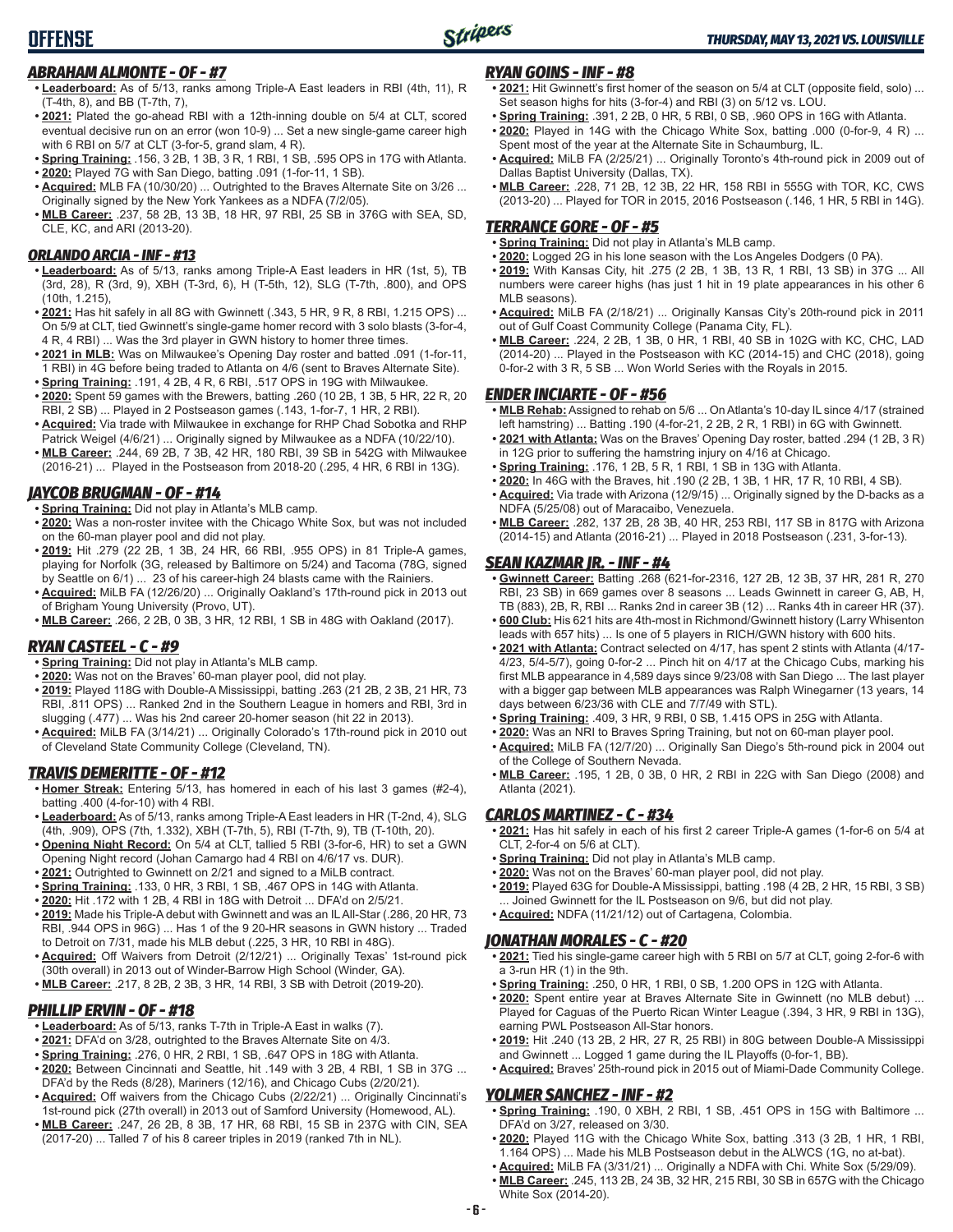# OFFENSE

*THURSDAY, MAY 13, 2021 VS. LOUISVILLE*

## *ABRAHAM ALMONTE - OF - #7*

- **Leaderboard:** As of 5/13, ranks among Triple-A East leaders in RBI (4th, 11), R (T-4th, 8), and BB (T-7th, 7),
- **2021:** Plated the go-ahead RBI with a 12th-inning double on 5/4 at CLT, scored eventual decisive run on an error (won 10-9) ... Set a new single-game career high with 6 RBI on 5/7 at CLT (3-for-5, grand slam, 4 R).
- **Spring Training:** .156, 3 2B, 1 3B, 3 R, 1 RBI, 1 SB, .595 OPS in 17G with Atlanta.
- **2020:** Played 7G with San Diego, batting .091 (1-for-11, 1 SB).
- **Acquired:** MLB FA (10/30/20) ... Outrighted to the Braves Alternate Site on 3/26 ... Originally signed by the New York Yankees as a NDFA (7/2/05).
- **MLB Career:** .237, 58 2B, 13 3B, 18 HR, 97 RBI, 25 SB in 376G with SEA, SD, CLE, KC, and ARI (2013-20).

## *ORLANDO ARCIA - INF - #13*

- **Leaderboard:** As of 5/13, ranks among Triple-A East leaders in HR (1st, 5), TB (3rd, 28), R (3rd, 9), XBH (T-3rd, 6), H (T-5th, 12), SLG (T-7th, .800), and OPS (10th, 1.215),
- **2021:** Has hit safely in all 8G with Gwinnett (.343, 5 HR, 9 R, 8 RBI, 1.215 OPS) ... On 5/9 at CLT, tied Gwinnett's single-game homer record with 3 solo blasts (3-for-4, 4 R, 4 RBI) ... Was the 3rd player in GWN history to homer three times.
- **2021 in MLB:** Was on Milwaukee's Opening Day roster and batted .091 (1-for-11, 1 RBI) in 4G before being traded to Atlanta on 4/6 (sent to Braves Alternate Site).
- **Spring Training:** .191, 4 2B, 4 R, 6 RBI, .517 OPS in 19G with Milwaukee.
- **2020:** Spent 59 games with the Brewers, batting .260 (10 2B, 1 3B, 5 HR, 22 R, 20 RBI, 2 SB) ... Played in 2 Postseason games (.143, 1-for-7, 1 HR, 2 RBI).
- **Acquired:** Via trade with Milwaukee in exchange for RHP Chad Sobotka and RHP Patrick Weigel (4/6/21) ... Originally signed by Milwaukee as a NDFA (10/22/10).
- **MLB Career:** .244, 69 2B, 7 3B, 42 HR, 180 RBI, 39 SB in 542G with Milwaukee (2016-21) ... Played in the Postseason from 2018-20 (.295, 4 HR, 6 RBI in 13G).

## *JAYCOB BRUGMAN - OF - #14*

- **Spring Training:** Did not play in Atlanta's MLB camp.
- **2020:** Was a non-roster invitee with the Chicago White Sox, but was not included on the 60-man player pool and did not play.
- **2019:** Hit .279 (22 2B, 1 3B, 24 HR, 66 RBI, .955 OPS) in 81 Triple-A games, playing for Norfolk (3G, released by Baltimore on 5/24) and Tacoma (78G, signed by Seattle on 6/1) ... 23 of his career-high 24 blasts came with the Rainiers.
- **Acquired:** MiLB FA (12/26/20) ... Originally Oakland's 17th-round pick in 2013 out of Brigham Young University (Provo, UT).
- **MLB Career:** .266, 2 2B, 0 3B, 3 HR, 12 RBI, 1 SB in 48G with Oakland (2017).

## *RYAN CASTEEL - C - #9*

- **Spring Training:** Did not play in Atlanta's MLB camp.
- **2020:** Was not on the Braves' 60-man player pool, did not play.
- **2019:** Played 118G with Double-A Mississippi, batting .263 (21 2B, 2 3B, 21 HR, 73 RBI, .811 OPS) ... Ranked 2nd in the Southern League in homers and RBI, 3rd in slugging (.477) ... Was his 2nd career 20-homer season (hit 22 in 2013).
- **Acquired:** MiLB FA (3/14/21) ... Originally Colorado's 17th-round pick in 2010 out of Cleveland State Community College (Cleveland, TN).

## *TRAVIS DEMERITTE - OF - #12*

- **Homer Streak:** Entering 5/13, has homered in each of his last 3 games (#2-4), batting .400 (4-for-10) with 4 RBI.
- **Leaderboard:** As of 5/13, ranks among Triple-A East leaders in HR (T-2nd, 4), SLG (4th, .909), OPS (7th, 1.332), XBH (T-7th, 5), RBI (T-7th, 9), TB (T-10th, 20).
- **Opening Night Record:** On 5/4 at CLT, tallied 5 RBI (3-for-6, HR) to set a GWN Opening Night record (Johan Camargo had 4 RBI on 4/6/17 vs. DUR).
- **2021:** Outrighted to Gwinnett on 2/21 and signed to a MiLB contract.
- **Spring Training:** .133, 0 HR, 3 RBI, 1 SB, .467 OPS in 14G with Atlanta.
- **2020:** Hit .172 with 1 2B, 4 RBI in 18G with Detroit ... DFA'd on 2/5/21.
- **2019:** Made his Triple-A debut with Gwinnett and was an IL All-Star (.286, 20 HR, 73 RBI, .944 OPS in 96G) ... Has 1 of the 9 20-HR seasons in GWN history ... Traded to Detroit on 7/31, made his MLB debut (.225, 3 HR, 10 RBI in 48G).
- **Acquired:** Off Waivers from Detroit (2/12/21) ... Originally Texas' 1st-round pick (30th overall) in 2013 out of Winder-Barrow High School (Winder, GA).
- **MLB Career:** .217, 8 2B, 2 3B, 3 HR, 14 RBI, 3 SB with Detroit (2019-20).

## *PHILLIP ERVIN - OF - #18*

- **Leaderboard:** As of 5/13, ranks T-7th in Triple-A East in walks (7).
- **2021:** DFA'd on 3/28, outrighted to the Braves Alternate Site on 4/3.
- **Spring Training:** .276, 0 HR, 2 RBI, 1 SB, .647 OPS in 18G with Atlanta.
- **2020:** Between Cincinnati and Seattle, hit .149 with 3 2B, 4 RBI, 1 SB in 37G ... DFA'd by the Reds (8/28), Mariners (12/16), and Chicago Cubs (2/20/21).
- **Acquired:** Off waivers from the Chicago Cubs (2/22/21) ... Originally Cincinnati's 1st-round pick (27th overall) in 2013 out of Samford University (Homewood, AL).
- **MLB Career:** .247, 26 2B, 8 3B, 17 HR, 68 RBI, 15 SB in 237G with CIN, SEA (2017-20) ... Talled 7 of his 8 career triples in 2019 (ranked 7th in NL).

## *RYAN GOINS - INF - #8*

- **2021:** Hit Gwinnett's first homer of the season on 5/4 at CLT (opposite field, solo) ... Set season highs for hits (3-for-4) and RBI (3) on 5/12 vs. LOU.
- **Spring Training:** .391, 2 2B, 0 HR, 5 RBI, 0 SB, .960 OPS in 16G with Atlanta.
- **2020:** Played in 14G with the Chicago White Sox, batting .000 (0-for-9, 4 R) ... Spent most of the year at the Alternate Site in Schaumburg, IL.
- **Acquired:** MiLB FA (2/25/21) ... Originally Toronto's 4th-round pick in 2009 out of Dallas Baptist University (Dallas, TX).
- **MLB Career:** .228, 71 2B, 12 3B, 22 HR, 158 RBI in 555G with TOR, KC, CWS (2013-20) ... Played for TOR in 2015, 2016 Postseason (.146, 1 HR, 5 RBI in 14G).

## *TERRANCE GORE - OF - #5*

- **Spring Training:** Did not play in Atlanta's MLB camp.
- **2020:** Logged 2G in his lone season with the Los Angeles Dodgers (0 PA).
- **2019:** With Kansas City, hit .275 (2 2B, 1 3B, 13 R, 1 RBI, 13 SB) in 37G ... All numbers were career highs (has just 1 hit in 19 plate appearances in his other 6 MLB seasons).
- **Acquired:** MiLB FA (2/18/21) ... Originally Kansas City's 20th-round pick in 2011 out of Gulf Coast Community College (Panama City, FL).
- **MLB Career:** .224, 2 2B, 1 3B, 0 HR, 1 RBI, 40 SB in 102G with KC, CHC, LAD (2014-20) ... Played in the Postseason with KC (2014-15) and CHC (2018), going 0-for-2 with 3 R, 5 SB ... Won World Series with the Royals in 2015.

## *ENDER INCIARTE - OF - #56*

- **MLB Rehab:** Assigned to rehab on 5/6 ... On Atlanta's 10-day IL since 4/17 (strained left hamstring) ... Batting .190 (4-for-21, 2 2B, 2 R, 1 RBI) in 6G with Gwinnett.
- **2021 with Atlanta:** Was on the Braves' Opening Day roster, batted .294 (1 2B, 3 R) in 12G prior to suffering the hamstring injury on 4/16 at Chicago.
- **Spring Training:** .176, 1 2B, 5 R, 1 RBI, 1 SB in 13G with Atlanta.
- **2020:** In 46G with the Braves, hit .190 (2 2B, 1 3B, 1 HR, 17 R, 10 RBI, 4 SB).
- **Acquired:** Via trade with Arizona (12/9/15) ... Originally signed by the D-backs as a NDFA (5/25/08) out of Maracaibo, Venezuela.
- **MLB Career:** .282, 137 2B, 28 3B, 40 HR, 253 RBI, 117 SB in 817G with Arizona (2014-15) and Atlanta (2016-21) ... Played in 2018 Postseason (.231, 3-for-13).

## *SEAN KAZMAR JR. - INF - #4*

- **Gwinnett Career:** Batting .268 (621-for-2316, 127 2B, 12 3B, 37 HR, 281 R, 270 RBI, 23 SB) in 669 games over 8 seasons ... Leads Gwinnett in career G, AB, H, TB (883), 2B, R, RBI ... Ranks 2nd in career 3B (12) ... Ranks 4th in career HR (37).
- **600 Club:** His 621 hits are 4th-most in Richmond/Gwinnett history (Larry Whisenton leads with 657 hits) ... Is one of 5 players in RICH/GWN history with 600 hits.
- **2021 with Atlanta:** Contract selected on 4/17, has spent 2 stints with Atlanta (4/17-4/23, 5/4-5/7), going 0-for-2 ... Pinch hit on 4/17 at the Chicago Cubs, marking his first MLB appearance in 4,589 days since 9/23/08 with San Diego ... The last player with a bigger gap between MLB appearances was Ralph Winegarner (13 years, 14 days between 6/23/36 with CLE and 7/7/49 with STL).
- **Spring Training:** .409, 3 HR, 9 RBI, 0 SB, 1.415 OPS in 25G with Atlanta.
- **2020:** Was an NRI to Braves Spring Training, but not on 60-man player pool.
- **Acquired:** MiLB FA (12/7/20) ... Originally San Diego's 5th-round pick in 2004 out of the College of Southern Nevada.
- **MLB Career:** .195, 1 2B, 0 3B, 0 HR, 2 RBI in 22G with San Diego (2008) and Atlanta (2021).

## *CARLOS MARTINEZ - C - #34*

- **2021:** Has hit safely in each of his first 2 career Triple-A games (1-for-6 on 5/4 at CLT, 2-for-4 on 5/6 at CLT).
- **Spring Training:** Did not play in Atlanta's MLB camp.
- **2020:** Was not on the Braves' 60-man player pool, did not play.
- **2019:** Played 63G for Double-A Mississippi, batting .198 (4 2B, 2 HR, 15 RBI, 3 SB) ... Joined Gwinnett for the IL Postseason on 9/6, but did not play.
- **Acquired:** NDFA (11/21/12) out of Cartagena, Colombia.

## *JONATHAN MORALES - C - #20*

- **2021:** Tied his single-game career high with 5 RBI on 5/7 at CLT, going 2-for-6 with a 3-run HR (1) in the 9th.
- **Spring Training:** .250, 0 HR, 1 RBI, 0 SB, 1.200 OPS in 12G with Atlanta.
- **2020:** Spent entire year at Braves Alternate Site in Gwinnett (no MLB debut) ... Played for Caguas of the Puerto Rican Winter League (.394, 3 HR, 9 RBI in 13G), earning PWL Postseason All-Star honors.
- **2019:** Hit .240 (13 2B, 2 HR, 27 R, 25 RBI) in 80G between Double-A Mississippi and Gwinnett ... Logged 1 game during the IL Playoffs (0-for-1, BB).
- **Acquired:** Braves' 25th-round pick in 2015 out of Miami-Dade Community College.

## *YOLMER SANCHEZ - INF - #2*

- **Spring Training:** .190, 0 XBH, 2 RBI, 1 SB, .451 OPS in 15G with Baltimore ... DFA'd on 3/27, released on 3/30.
- **2020:** Played 11G with the Chicago White Sox, batting .313 (3 2B, 1 HR, 1 RBI, 1.164 OPS) ... Made his MLB Postseason debut in the ALWCS (1G, no at-bat).
- **Acquired:** MiLB FA (3/31/21) ... Originally a NDFA with Chi. White Sox (5/29/09).
- **MLB Career:** .245, 113 2B, 24 3B, 32 HR, 215 RBI, 30 SB in 657G with the Chicago White Sox (2014-20).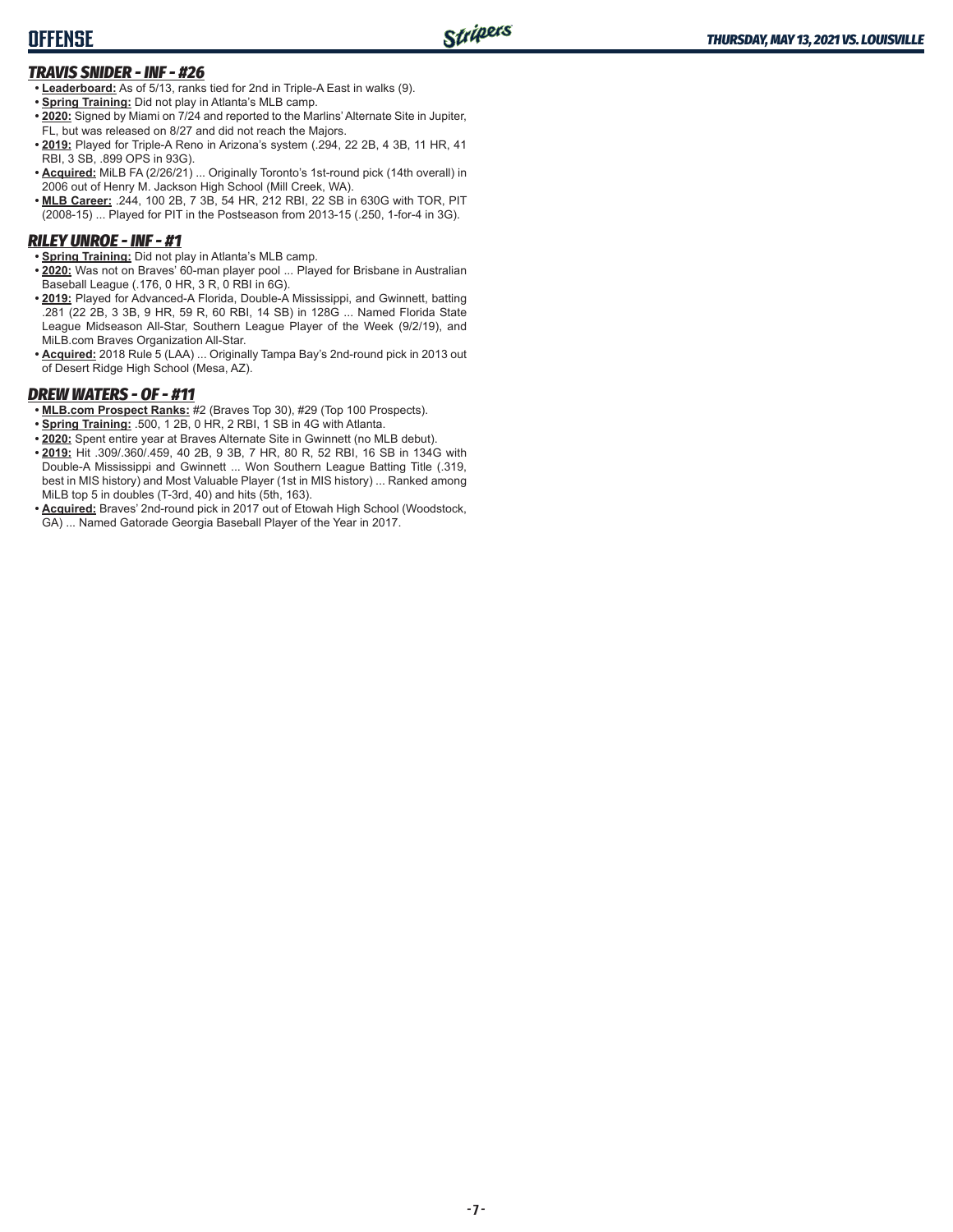## OFFENSE

### TRAVIS SNIDER - INF - #26

- **Leaderboard:** As of 5/13, ranks tied for 2nd in Triple-A East in walks (9).
- **Spring Training:** Did not play in Atlanta's MLB camp.
- **2020:** Signed by Miami on 7/24 and reported to the Marlins' Alternate Site in Jupiter, FL, but was released on 8/27 and did not reach the Majors.
- **2019:** Played for Triple-A Reno in Arizona's system (.294, 22 2B, 4 3B, 11 HR, 41 RBI, 3 SB, .899 OPS in 93G).
- **Acquired:** MiLB FA (2/26/21) ... Originally Toronto's 1st-round pick (14th overall) in 2006 out of Henry M. Jackson High School (Mill Creek, WA).
- **MLB Career:** .244, 100 2B, 7 3B, 54 HR, 212 RBI, 22 SB in 630G with TOR, PIT (2008-15) ... Played for PIT in the Postseason from 2013-15 (.250, 1-for-4 in 3G).

### RILEY UNROE - INF - #1

- **Spring Training:** Did not play in Atlanta's MLB camp.
- **2020:** Was not on Braves' 60-man player pool ... Played for Brisbane in Australian Baseball League (.176, 0 HR, 3 R, 0 RBI in 6G).
- **2019:** Played for Advanced-A Florida, Double-A Mississippi, and Gwinnett, batting .281 (22 2B, 3 3B, 9 HR, 59 R, 60 RBI, 14 SB) in 128G ... Named Florida State League Midseason All-Star, Southern League Player of the Week (9/2/19), and MiLB.com Braves Organization All-Star.
- **Acquired:** 2018 Rule 5 (LAA) ... Originally Tampa Bay's 2nd-round pick in 2013 out of Desert Ridge High School (Mesa, AZ).

### DREW WATERS - OF - #11

- **MLB.com Prospect Ranks:** #2 (Braves Top 30), #29 (Top 100 Prospects).
- **Spring Training:** .500, 1 2B, 0 HR, 2 RBI, 1 SB in 4G with Atlanta.
- **2020:** Spent entire year at Braves Alternate Site in Gwinnett (no MLB debut).
- **2019:** Hit .309/.360/.459, 40 2B, 9 3B, 7 HR, 80 R, 52 RBI, 16 SB in 134G with Double-A Mississippi and Gwinnett ... Won Southern League Batting Title (.319, best in MIS history) and Most Valuable Player (1st in MIS history) ... Ranked among MiLB top 5 in doubles (T-3rd, 40) and hits (5th, 163).
- **Acquired:** Braves' 2nd-round pick in 2017 out of Etowah High School (Woodstock, GA) ... Named Gatorade Georgia Baseball Player of the Year in 2017.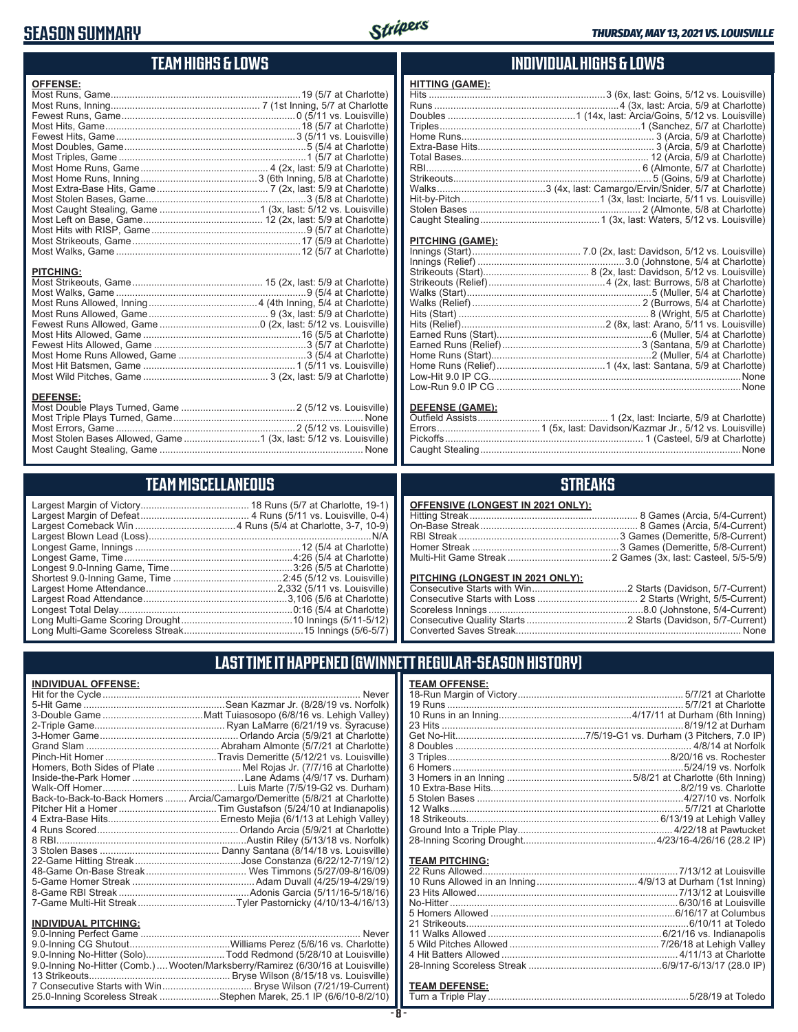# SEASON SUMMARY

*THURSDAY, MAY 13, 2021 VS. LOUISVILLE*

## TEAM HIGHS & LOWS

**OFFENSE:**

| | |
|---|---|
| Most Runs, Game | 19 (5/7 at Charlotte) |
| Most Runs, Inning | 7 (1st Inning, 5/7 at Charlotte) |
| Fewest Runs, Game | 0 (5/11 vs. Louisville) |
| Most Hits, Game | 18 (5/7 at Charlotte) |
| Fewest Hits, Game | 3 (5/11 vs. Louisville) |
| Most Doubles, Game | 5 (5/4 at Charlotte) |
| Most Triples, Game | 1 (5/7 at Charlotte) |
| Most Home Runs, Game | 4 (2x, last: 5/9 at Charlotte) |
| Most Home Runs, Inning | 3 (6th Inning, 5/8 at Charlotte) |
| Most Extra-Base Hits, Game | 7 (2x, last: 5/9 at Charlotte) |
| Most Stolen Bases, Game | 3 (5/8 at Charlotte) |
| Most Caught Stealing, Game | 1 (3x, last: 5/12 vs. Louisville) |
| Most Left on Base, Game | 12 (2x, last: 5/9 at Charlotte) |
| Most Hits with RISP, Game | 9 (5/7 at Charlotte) |
| Most Strikeouts, Game | 17 (5/9 at Charlotte) |
| Most Walks, Game | 12 (5/7 at Charlotte) |

**PITCHING:**

| | |
|---|---|
| Most Strikeouts, Game | 15 (2x, last: 5/9 at Charlotte) |
| Most Walks, Game | 9 (5/4 at Charlotte) |
| Most Runs Allowed, Inning | 4 (4th Inning, 5/4 at Charlotte) |
| Most Runs Allowed, Game | 9 (3x, last: 5/9 at Charlotte) |
| Fewest Runs Allowed, Game | 0 (2x, last: 5/12 vs. Louisville) |
| Most Hits Allowed, Game | 16 (5/5 at Charlotte) |
| Fewest Hits Allowed, Game | 3 (5/7 at Charlotte) |
| Most Home Runs Allowed, Game | 3 (5/4 at Charlotte) |
| Most Hit Batsmen, Game | 1 (5/11 vs. Louisville) |
| Most Wild Pitches, Game | 3 (2x, last: 5/9 at Charlotte) |

**DEFENSE:**

| | |
|---|---|
| Most Double Plays Turned, Game | 2 (5/12 vs. Louisville) |
| Most Triple Plays Turned, Game | None |
| Most Errors, Game | 2 (5/12 vs. Louisville) |
| Most Stolen Bases Allowed, Game | 1 (3x, last: 5/12 vs. Louisville) |
| Most Caught Stealing, Game | None |

## INDIVIDUAL HIGHS & LOWS

**HITTING (GAME):**

| | |
|---|---|
| Hits | 3 (6x, last: Goins, 5/12 vs. Louisville) |
| Runs | 4 (3x, last: Arcia, 5/9 at Charlotte) |
| Doubles | 1 (14x, last: Arcia/Goins, 5/12 vs. Louisville) |
| Triples | 1 (Sanchez, 5/7 at Charlotte) |
| Home Runs | 3 (Arcia, 5/9 at Charlotte) |
| Extra-Base Hits | 3 (Arcia, 5/9 at Charlotte) |
| Total Bases | 12 (Arcia, 5/9 at Charlotte) |
| RBI | 6 (Almonte, 5/7 at Charlotte) |
| Strikeouts | 5 (Goins, 5/9 at Charlotte) |
| Walks | 3 (4x, last: Camargo/Ervin/Snider, 5/7 at Charlotte) |
| Hit-by-Pitch | 1 (3x, last: Inciarte, 5/11 vs. Louisville) |
| Stolen Bases | 2 (Almonte, 5/8 at Charlotte) |
| Caught Stealing | 1 (3x, last: Waters, 5/12 vs. Louisville) |

**PITCHING (GAME):**

| | |
|---|---|
| Innings (Start) | 7.0 (2x, last: Davidson, 5/12 vs. Louisville) |
| Innings (Relief) | 3.0 (Johnstone, 5/4 at Charlotte) |
| Strikeouts (Start) | 8 (2x, last: Davidson, 5/12 vs. Louisville) |
| Strikeouts (Relief) | 4 (2x, last: Burrows, 5/8 at Charlotte) |
| Walks (Start) | 5 (Muller, 5/4 at Charlotte) |
| Walks (Relief) | 2 (Burrows, 5/4 at Charlotte) |
| Hits (Start) | 8 (Wright, 5/5 at Charlotte) |
| Hits (Relief) | 2 (8x, last: Arano, 5/11 vs. Louisville) |
| Earned Runs (Start) | 6 (Muller, 5/4 at Charlotte) |
| Earned Runs (Relief) | 3 (Santana, 5/9 at Charlotte) |
| Home Runs (Start) | 2 (Muller, 5/4 at Charlotte) |
| Home Runs (Relief) | 1 (4x, last: Santana, 5/9 at Charlotte) |
| Low-Hit 9.0 IP CG | None |
| Low-Run 9.0 IP CG | None |

**DEFENSE (GAME):**

| | |
|---|---|
| Outfield Assists | 1 (2x, last: Inciarte, 5/9 at Charlotte) |
| Errors | 1 (5x, last: Davidson/Kazmar Jr., 5/12 vs. Louisville) |
| Pickoffs | 1 (Casteel, 5/9 at Charlotte) |
| Caught Stealing | None |

## TEAM MISCELLANEOUS

| | |
|---|---|
| Largest Margin of Victory | 18 Runs (5/7 at Charlotte, 19-1) |
| Largest Margin of Defeat | 4 Runs (5/11 vs. Louisville, 0-4) |
| Largest Comeback Win | 4 Runs (5/4 at Charlotte, 3-7, 10-9) |
| Largest Blown Lead (Loss) | N/A |
| Longest Game, Innings | 12 (5/4 at Charlotte) |
| Longest Game, Time | 4:26 (5/4 at Charlotte) |
| Longest 9.0-Inning Game, Time | 3:26 (5/5 at Charlotte) |
| Shortest 9.0-Inning Game, Time | 2:45 (5/12 vs. Louisville) |
| Largest Home Attendance | 2,332 (5/11 vs. Louisville) |
| Largest Road Attendance | 3,106 (5/6 at Charlotte) |
| Longest Total Delay | 0:16 (5/4 at Charlotte) |
| Long Multi-Game Scoring Drought | 10 Innings (5/11-5/12) |
| Long Multi-Game Scoreless Streak | 15 Innings (5/6-5/7) |

## STREAKS

**OFFENSIVE (LONGEST IN 2021 ONLY):**

| | |
|---|---|
| Hitting Streak | 8 Games (Arcia, 5/4-Current) |
| On-Base Streak | 8 Games (Arcia, 5/4-Current) |
| RBI Streak | 3 Games (Demeritte, 5/8-Current) |
| Homer Streak | 3 Games (Demeritte, 5/8-Current) |
| Multi-Hit Game Streak | 2 Games (3x, last: Casteel, 5/5-5/9) |

**PITCHING (LONGEST IN 2021 ONLY):**

| | |
|---|---|
| Consecutive Starts with Win | 2 Starts (Davidson, 5/7-Current) |
| Consecutive Starts with Loss | 2 Starts (Wright, 5/5-Current) |
| Scoreless Innings | 8.0 (Johnstone, 5/4-Current) |
| Consecutive Quality Starts | 2 Starts (Davidson, 5/7-Current) |
| Converted Saves Streak | None |

## LAST TIME IT HAPPENED (GWINNETT REGULAR-SEASON HISTORY)

**INDIVIDUAL OFFENSE:**

| | |
|---|---|
| Hit for the Cycle | Never |
| 5-Hit Game | Sean Kazmar Jr. (8/28/19 vs. Norfolk) |
| 3-Double Game | Matt Tuiasosopo (6/8/16 vs. Lehigh Valley) |
| 2-Triple Game | Ryan LaMarre (6/21/19 vs. Syracuse) |
| 3-Homer Game | Orlando Arcia (5/9/21 at Charlotte) |
| Grand Slam | Abraham Almonte (5/7/21 at Charlotte) |
| Pinch-Hit Homer | Travis Demeritte (5/12/21 vs. Louisville) |
| Homers, Both Sides of Plate | Mel Rojas Jr. (7/7/16 at Charlotte) |
| Inside-the-Park Homer | Lane Adams (4/9/17 vs. Durham) |
| Walk-Off Homer | Luis Marte (7/5/19-G2 vs. Durham) |
| Back-to-Back-to-Back Homers | Arcia/Camargo/Demeritte (5/8/21 at Charlotte) |
| Pitcher Hit a Homer | Tim Gustafson (5/24/10 at Indianapolis) |
| 4 Extra-Base Hits | Ernesto Mejia (6/1/13 at Lehigh Valley) |
| 4 Runs Scored | Orlando Arcia (5/9/21 at Charlotte) |
| 8 RBI | Austin Riley (5/13/18 vs. Norfolk) |
| 3 Stolen Bases | Danny Santana (8/14/18 vs. Louisville) |
| 22-Game Hitting Streak | Jose Constanza (6/22/12-7/19/12) |
| 48-Game On-Base Streak | Wes Timmons (5/27/09-8/16/09) |
| 5-Game Homer Streak | Adam Duvall (4/25/19-4/29/19) |
| 8-Game RBI Streak | Adonis Garcia (5/11/16-5/18/16) |
| 7-Game Multi-Hit Streak | Tyler Pastornicky (4/10/13-4/16/13) |

**INDIVIDUAL PITCHING:**

| | |
|---|---|
| 9.0-Inning Perfect Game | Never |
| 9.0-Inning CG Shutout | Williams Perez (5/6/16 vs. Charlotte) |
| 9.0-Inning No-Hitter (Solo) | Todd Redmond (5/28/10 at Louisville) |
| 9.0-Inning No-Hitter (Comb.) | Wooten/Marksberry/Ramirez (6/30/16 at Louisville) |
| 13 Strikeouts | Bryse Wilson (8/15/18 vs. Louisville) |
| 7 Consecutive Starts with Win | Bryse Wilson (7/21/19-Current) |
| 25.0-Inning Scoreless Streak | Stephen Marek, 25.1 IP (6/6/10-8/2/10) |

**TEAM OFFENSE:**

| | |
|---|---|
| 18-Run Margin of Victory | 5/7/21 at Charlotte |
| 19 Runs | 5/7/21 at Charlotte |
| 10 Runs in an Inning | 4/17/11 at Durham (6th Inning) |
| 23 Hits | 8/19/12 at Durham |
| Get No-Hit | 7/5/19-G1 vs. Durham (3 Pitchers, 7.0 IP) |
| 8 Doubles | 4/8/14 at Norfolk |
| 3 Triples | 8/20/16 vs. Rochester |
| 6 Homers | 5/24/19 vs. Norfolk |
| 3 Homers in an Inning | 5/8/21 at Charlotte (6th Inning) |
| 10 Extra-Base Hits | 8/2/19 vs. Charlotte |
| 5 Stolen Bases | 4/27/10 vs. Norfolk |
| 12 Walks | 5/7/21 at Charlotte |
| 18 Strikeouts | 6/13/19 at Lehigh Valley |
| Ground Into a Triple Play | 4/22/18 at Pawtucket |
| 28-Inning Scoring Drought | 4/23/16-4/26/16 (28.2 IP) |

**TEAM PITCHING:**

| | |
|---|---|
| 22 Runs Allowed | 7/13/12 at Louisville |
| 10 Runs Allowed in an Inning | 4/9/13 at Durham (1st Inning) |
| 23 Hits Allowed | 7/13/12 at Louisville |
| No-Hitter | 6/30/16 at Louisville |
| 5 Homers Allowed | 6/16/17 at Columbus |
| 21 Strikeouts | 6/10/11 at Toledo |
| 11 Walks Allowed | 6/21/16 vs. Indianapolis |
| 5 Wild Pitches Allowed | 7/26/18 at Lehigh Valley |
| 4 Hit Batters Allowed | 4/11/13 at Charlotte |
| 28-Inning Scoreless Streak | 6/9/17-6/13/17 (28.0 IP) |

**TEAM DEFENSE:**

| | |
|---|---|
| Turn a Triple Play | 5/28/19 at Toledo |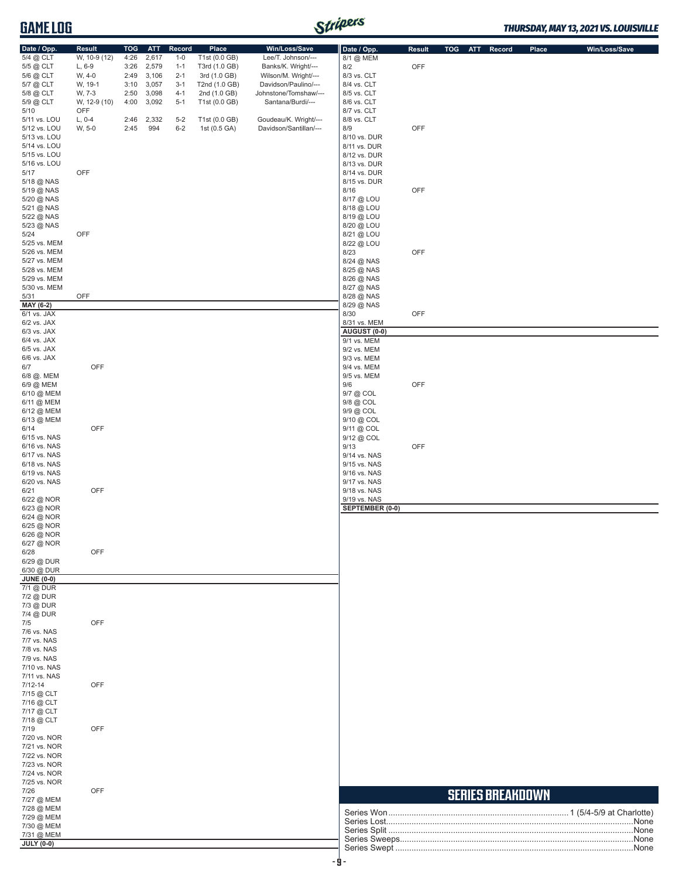# GAME LOG

*THURSDAY, MAY 13, 2021 VS. LOUISVILLE*

| Date / Opp. | Result | TOG | ATT | Record | Place | Win/Loss/Save |
|---|---|---|---|---|---|---|
| 5/4 @ CLT | W, 10-9 (12) | 4:26 | 2,617 | 1-0 | T1st (0.0 GB) | Lee/T. Johnson/--- |
| 5/5 @ CLT | L, 6-9 | 3:26 | 2,579 | 1-1 | T3rd (1.0 GB) | Banks/K. Wright/--- |
| 5/6 @ CLT | W, 4-0 | 2:49 | 3,106 | 2-1 | 3rd (1.0 GB) | Wilson/M. Wright/--- |
| 5/7 @ CLT | W, 19-1 | 3:10 | 3,057 | 3-1 | T2nd (1.0 GB) | Davidson/Paulino/--- |
| 5/8 @ CLT | W, 7-3 | 2:50 | 3,098 | 4-1 | 2nd (1.0 GB) | Johnstone/Tomshaw/--- |
| 5/9 @ CLT | W, 12-9 (10) | 4:00 | 3,092 | 5-1 | T1st (0.0 GB) | Santana/Burdi/--- |
| 5/10 | OFF | | | | | |
| 5/11 vs. LOU | L, 0-4 | 2:46 | 2,332 | 5-2 | T1st (0.0 GB) | Goudeau/K. Wright/--- |
| 5/12 vs. LOU | W, 5-0 | 2:45 | 994 | 6-2 | 1st (0.5 GA) | Davidson/Santillan/--- |
| 5/13 vs. LOU | | | | | | |
| 5/14 vs. LOU | | | | | | |
| 5/15 vs. LOU | | | | | | |
| 5/16 vs. LOU | | | | | | |
| 5/17 | OFF | | | | | |
| 5/18 @ NAS | | | | | | |
| 5/19 @ NAS | | | | | | |
| 5/20 @ NAS | | | | | | |
| 5/21 @ NAS | | | | | | |
| 5/22 @ NAS | | | | | | |
| 5/23 @ NAS | | | | | | |
| 5/24 | OFF | | | | | |
| 5/25 vs. MEM | | | | | | |
| 5/26 vs. MEM | | | | | | |
| 5/27 vs. MEM | | | | | | |
| 5/28 vs. MEM | | | | | | |
| 5/29 vs. MEM | | | | | | |
| 5/30 vs. MEM | | | | | | |
| 5/31 | OFF | | | | | |
| **MAY (6-2)** | | | | | | |
| 6/1 vs. JAX | | | | | | |
| 6/2 vs. JAX | | | | | | |
| 6/3 vs. JAX | | | | | | |
| 6/4 vs. JAX | | | | | | |
| 6/5 vs. JAX | | | | | | |
| 6/6 vs. JAX | | | | | | |
| 6/7 | OFF | | | | | |
| 6/8 @. MEM | | | | | | |
| 6/9 @ MEM | | | | | | |
| 6/10 @ MEM | | | | | | |
| 6/11 @ MEM | | | | | | |
| 6/12 @ MEM | | | | | | |
| 6/13 @ MEM | | | | | | |
| 6/14 | OFF | | | | | |
| 6/15 vs. NAS | | | | | | |
| 6/16 vs. NAS | | | | | | |
| 6/17 vs. NAS | | | | | | |
| 6/18 vs. NAS | | | | | | |
| 6/19 vs. NAS | | | | | | |
| 6/20 vs. NAS | | | | | | |
| 6/21 | OFF | | | | | |
| 6/22 @ NOR | | | | | | |
| 6/23 @ NOR | | | | | | |
| 6/24 @ NOR | | | | | | |
| 6/25 @ NOR | | | | | | |
| 6/26 @ NOR | | | | | | |
| 6/27 @ NOR | | | | | | |
| 6/28 | OFF | | | | | |
| 6/29 @ DUR | | | | | | |
| 6/30 @ DUR | | | | | | |
| **JUNE (0-0)** | | | | | | |
| 7/1 @ DUR | | | | | | |
| 7/2 @ DUR | | | | | | |
| 7/3 @ DUR | | | | | | |
| 7/4 @ DUR | | | | | | |
| 7/5 | OFF | | | | | |
| 7/6 vs. NAS | | | | | | |
| 7/7 vs. NAS | | | | | | |
| 7/8 vs. NAS | | | | | | |
| 7/9 vs. NAS | | | | | | |
| 7/10 vs. NAS | | | | | | |
| 7/11 vs. NAS | | | | | | |
| 7/12-14 | OFF | | | | | |
| 7/15 @ CLT | | | | | | |
| 7/16 @ CLT | | | | | | |
| 7/17 @ CLT | | | | | | |
| 7/18 @ CLT | | | | | | |
| 7/19 | OFF | | | | | |
| 7/20 vs. NOR | | | | | | |
| 7/21 vs. NOR | | | | | | |
| 7/22 vs. NOR | | | | | | |
| 7/23 vs. NOR | | | | | | |
| 7/24 vs. NOR | | | | | | |
| 7/25 vs. NOR | | | | | | |
| 7/26 | OFF | | | | | |
| 7/27 @ MEM | | | | | | |
| 7/28 @ MEM | | | | | | |
| 7/29 @ MEM | | | | | | |
| 7/30 @ MEM | | | | | | |
| 7/31 @ MEM | | | | | | |
| **JULY (0-0)** | | | | | | |

| Date / Opp. | Result | TOG | ATT | Record | Place | Win/Loss/Save |
|---|---|---|---|---|---|---|
| 8/1 @ MEM | | | | | | |
| 8/2 | OFF | | | | | |
| 8/3 vs. CLT | | | | | | |
| 8/4 vs. CLT | | | | | | |
| 8/5 vs. CLT | | | | | | |
| 8/6 vs. CLT | | | | | | |
| 8/7 vs. CLT | | | | | | |
| 8/8 vs. CLT | | | | | | |
| 8/9 | OFF | | | | | |
| 8/10 vs. DUR | | | | | | |
| 8/11 vs. DUR | | | | | | |
| 8/12 vs. DUR | | | | | | |
| 8/13 vs. DUR | | | | | | |
| 8/14 vs. DUR | | | | | | |
| 8/15 vs. DUR | | | | | | |
| 8/16 | OFF | | | | | |
| 8/17 @ LOU | | | | | | |
| 8/18 @ LOU | | | | | | |
| 8/19 @ LOU | | | | | | |
| 8/20 @ LOU | | | | | | |
| 8/21 @ LOU | | | | | | |
| 8/22 @ LOU | | | | | | |
| 8/23 | OFF | | | | | |
| 8/24 @ NAS | | | | | | |
| 8/25 @ NAS | | | | | | |
| 8/26 @ NAS | | | | | | |
| 8/27 @ NAS | | | | | | |
| 8/28 @ NAS | | | | | | |
| 8/29 @ NAS | | | | | | |
| 8/30 | OFF | | | | | |
| 8/31 vs. MEM | | | | | | |
| **AUGUST (0-0)** | | | | | | |
| 9/1 vs. MEM | | | | | | |
| 9/2 vs. MEM | | | | | | |
| 9/3 vs. MEM | | | | | | |
| 9/4 vs. MEM | | | | | | |
| 9/5 vs. MEM | | | | | | |
| 9/6 | OFF | | | | | |
| 9/7 @ COL | | | | | | |
| 9/8 @ COL | | | | | | |
| 9/9 @ COL | | | | | | |
| 9/10 @ COL | | | | | | |
| 9/11 @ COL | | | | | | |
| 9/12 @ COL | | | | | | |
| 9/13 | OFF | | | | | |
| 9/14 vs. NAS | | | | | | |
| 9/15 vs. NAS | | | | | | |
| 9/16 vs. NAS | | | | | | |
| 9/17 vs. NAS | | | | | | |
| 9/18 vs. NAS | | | | | | |
| 9/19 vs. NAS | | | | | | |
| **SEPTEMBER (0-0)** | | | | | | |

## SERIES BREAKDOWN

Series Won....1 (5/4-5/9 at Charlotte)
Series Lost....None
Series Split....None
Series Sweeps....None
Series Swept....None